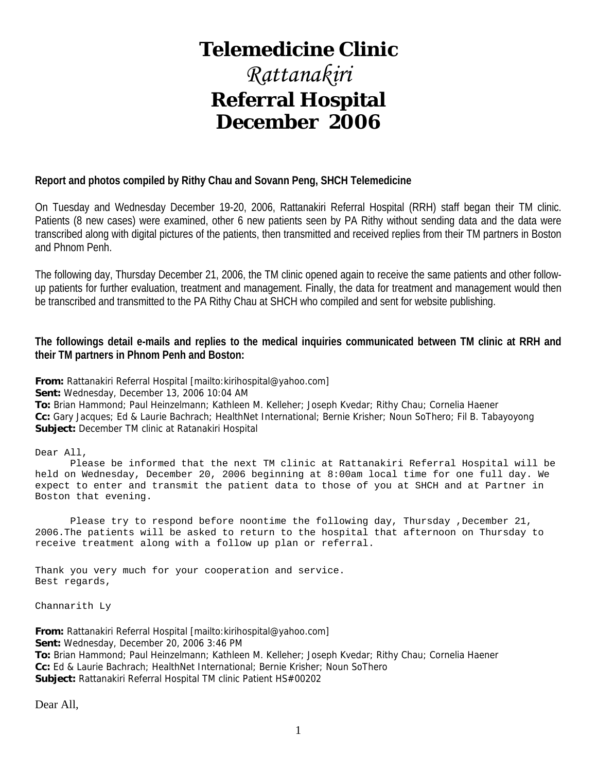# Telemedicine Clinic

## *Rattanakiri*

## Referral Hospital December 2006

**Report and photos compiled by Rithy Chau and Sovann Peng, SHCH Telemedicine**

On Tuesday and Wednesday December 19-20, 2006, Rattanakiri Referral Hospital (RRH) staff began their TM clinic. Patients (8 new cases) were examined, other 6 new patients seen by PA Rithy without sending data and the data were transcribed along with digital pictures of the patients, then transmitted and received replies from their TM partners in Boston and Phnom Penh.

The following day, Thursday December 21, 2006, the TM clinic opened again to receive the same patients and other follow-up patients for further evaluation, treatment and management. Finally, the data for treatment and management would then be transcribed and transmitted to the PA Rithy Chau at SHCH who compiled and sent for website publishing.

**The followings detail e-mails and replies to the medical inquiries communicated between TM clinic at RRH and their TM partners in Phnom Penh and Boston:**

**From:** Rattanakiri Referral Hospital [mailto:kirihospital@yahoo.com]
**Sent:** Wednesday, December 13, 2006 10:04 AM
**To:** Brian Hammond; Paul Heinzelmann; Kathleen M. Kelleher; Joseph Kvedar; Rithy Chau; Cornelia Haener
**Cc:** Gary Jacques; Ed & Laurie Bachrach; HealthNet International; Bernie Krisher; Noun SoThero; Fil B. Tabayoyong
**Subject:** December TM clinic at Ratanakiri Hospital

Dear All,

Please be informed that the next TM clinic at Rattanakiri Referral Hospital will be held on Wednesday, December 20, 2006 beginning at 8:00am local time for one full day. We expect to enter and transmit the patient data to those of you at SHCH and at Partner in Boston that evening.

Please try to respond before noontime the following day, Thursday ,December 21, 2006.The patients will be asked to return to the hospital that afternoon on Thursday to receive treatment along with a follow up plan or referral.

Thank you very much for your cooperation and service.
Best regards,

Channarith Ly

**From:** Rattanakiri Referral Hospital [mailto:kirihospital@yahoo.com]
**Sent:** Wednesday, December 20, 2006 3:46 PM
**To:** Brian Hammond; Paul Heinzelmann; Kathleen M. Kelleher; Joseph Kvedar; Rithy Chau; Cornelia Haener
**Cc:** Ed & Laurie Bachrach; HealthNet International; Bernie Krisher; Noun SoThero
**Subject:** Rattanakiri Referral Hospital TM clinic Patient HS#00202

Dear All,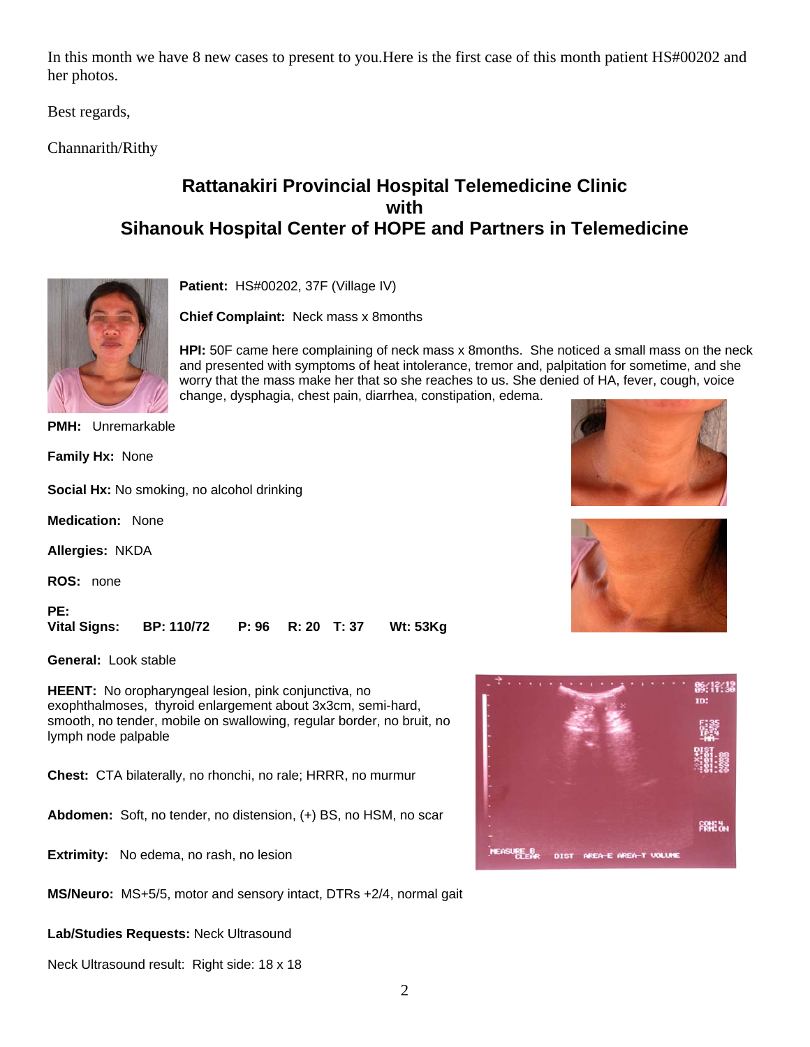In this month we have 8 new cases to present to you.Here is the first case of this month patient HS#00202 and her photos.

Best regards,

Channarith/Rithy

## Rattanakiri Provincial Hospital Telemedicine Clinic with Sihanouk Hospital Center of HOPE and Partners in Telemedicine

**Patient:** HS#00202, 37F (Village IV)

**Chief Complaint:** Neck mass x 8months

**HPI:** 50F came here complaining of neck mass x 8months. She noticed a small mass on the neck and presented with symptoms of heat intolerance, tremor and, palpitation for sometime, and she worry that the mass make her that so she reaches to us. She denied of HA, fever, cough, voice change, dysphagia, chest pain, diarrhea, constipation, edema.

**PMH:** Unremarkable

**Family Hx:** None

**Social Hx:** No smoking, no alcohol drinking

**Medication:** None

**Allergies:** NKDA

**ROS:** none

**PE:**
**Vital Signs: BP: 110/72 P: 96 R: 20 T: 37 Wt: 53Kg**

**General:** Look stable

**HEENT:** No oropharyngeal lesion, pink conjunctiva, no exophthalmoses, thyroid enlargement about 3x3cm, semi-hard, smooth, no tender, mobile on swallowing, regular border, no bruit, no lymph node palpable

**Chest:** CTA bilaterally, no rhonchi, no rale; HRRR, no murmur

**Abdomen:** Soft, no tender, no distension, (+) BS, no HSM, no scar

**Extrimity:** No edema, no rash, no lesion

**MS/Neuro:** MS+5/5, motor and sensory intact, DTRs +2/4, normal gait

**Lab/Studies Requests:** Neck Ultrasound

Neck Ultrasound result: Right side: 18 x 18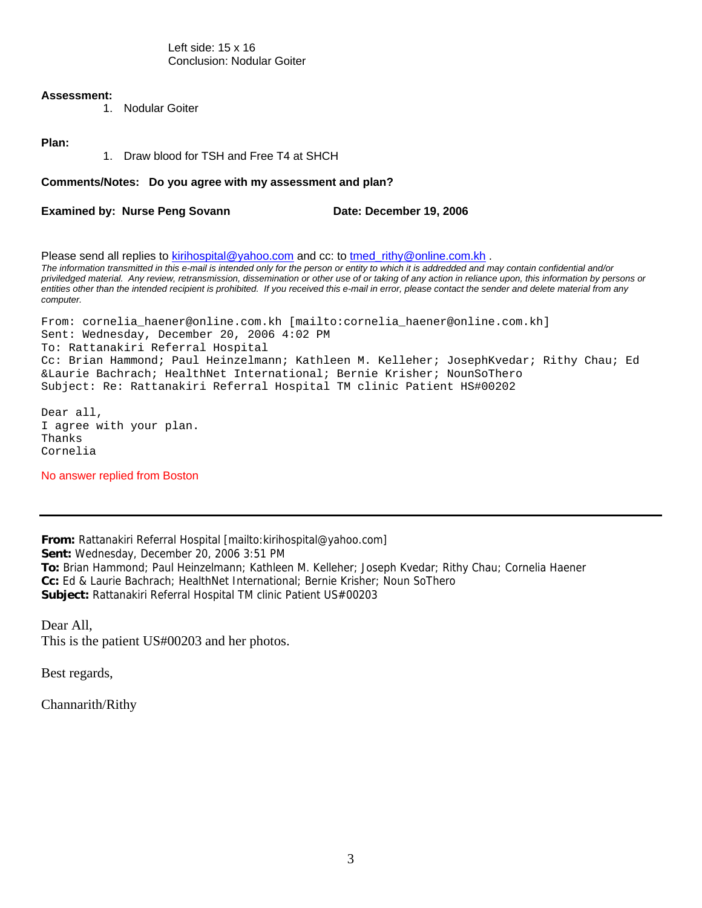Left side: 15 x 16
Conclusion: Nodular Goiter

**Assessment:**

1. Nodular Goiter

**Plan:**

1. Draw blood for TSH and Free T4 at SHCH

**Comments/Notes: Do you agree with my assessment and plan?**

**Examined by: Nurse Peng Sovann** **Date: December 19, 2006**

Please send all replies to kirihospital@yahoo.com and cc: to tmed_rithy@online.com.kh .

*The information transmitted in this e-mail is intended only for the person or entity to which it is addredded and may contain confidential and/or priviledged material. Any review, retransmission, dissemination or other use of or taking of any action in reliance upon, this information by persons or entities other than the intended recipient is prohibited. If you received this e-mail in error, please contact the sender and delete material from any computer.*

From: cornelia_haener@online.com.kh [mailto:cornelia_haener@online.com.kh]
Sent: Wednesday, December 20, 2006 4:02 PM
To: Rattanakiri Referral Hospital
Cc: Brian Hammond; Paul Heinzelmann; Kathleen M. Kelleher; JosephKvedar; Rithy Chau; Ed &Laurie Bachrach; HealthNet International; Bernie Krisher; NounSoThero
Subject: Re: Rattanakiri Referral Hospital TM clinic Patient HS#00202

Dear all,
I agree with your plan.
Thanks
Cornelia

No answer replied from Boston

---

**From:** Rattanakiri Referral Hospital [mailto:kirihospital@yahoo.com]
**Sent:** Wednesday, December 20, 2006 3:51 PM
**To:** Brian Hammond; Paul Heinzelmann; Kathleen M. Kelleher; Joseph Kvedar; Rithy Chau; Cornelia Haener
**Cc:** Ed & Laurie Bachrach; HealthNet International; Bernie Krisher; Noun SoThero
**Subject:** Rattanakiri Referral Hospital TM clinic Patient US#00203

Dear All,
This is the patient US#00203 and her photos.

Best regards,

Channarith/Rithy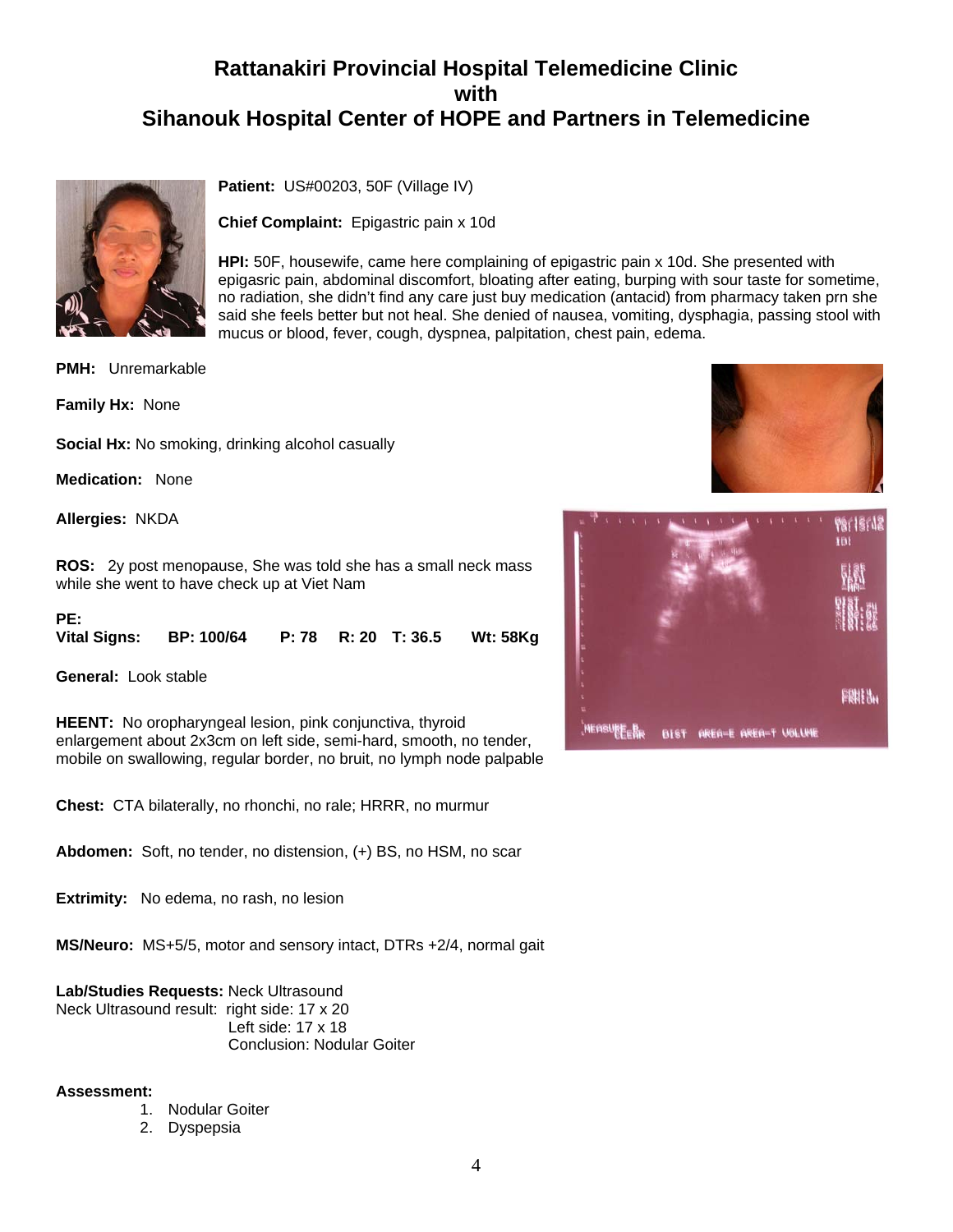# Rattanakiri Provincial Hospital Telemedicine Clinic with Sihanouk Hospital Center of HOPE and Partners in Telemedicine

**Patient:** US#00203, 50F (Village IV)

**Chief Complaint:** Epigastric pain x 10d

**HPI:** 50F, housewife, came here complaining of epigastric pain x 10d. She presented with epigasric pain, abdominal discomfort, bloating after eating, burping with sour taste for sometime, no radiation, she didn't find any care just buy medication (antacid) from pharmacy taken prn she said she feels better but not heal. She denied of nausea, vomiting, dysphagia, passing stool with mucus or blood, fever, cough, dyspnea, palpitation, chest pain, edema.

**PMH:** Unremarkable

**Family Hx:** None

**Social Hx:** No smoking, drinking alcohol casually

**Medication:** None

**Allergies:** NKDA

**ROS:** 2y post menopause, She was told she has a small neck mass while she went to have check up at Viet Nam

**PE:**

**Vital Signs:** **BP: 100/64** **P: 78** **R: 20** **T: 36.5** **Wt: 58Kg**

**General:** Look stable

**HEENT:** No oropharyngeal lesion, pink conjunctiva, thyroid enlargement about 2x3cm on left side, semi-hard, smooth, no tender, mobile on swallowing, regular border, no bruit, no lymph node palpable

**Chest:** CTA bilaterally, no rhonchi, no rale; HRRR, no murmur

**Abdomen:** Soft, no tender, no distension, (+) BS, no HSM, no scar

**Extrimity:** No edema, no rash, no lesion

**MS/Neuro:** MS+5/5, motor and sensory intact, DTRs +2/4, normal gait

**Lab/Studies Requests:** Neck Ultrasound

Neck Ultrasound result: right side: 17 x 20
Left side: 17 x 18
Conclusion: Nodular Goiter

**Assessment:**

1. Nodular Goiter
2. Dyspepsia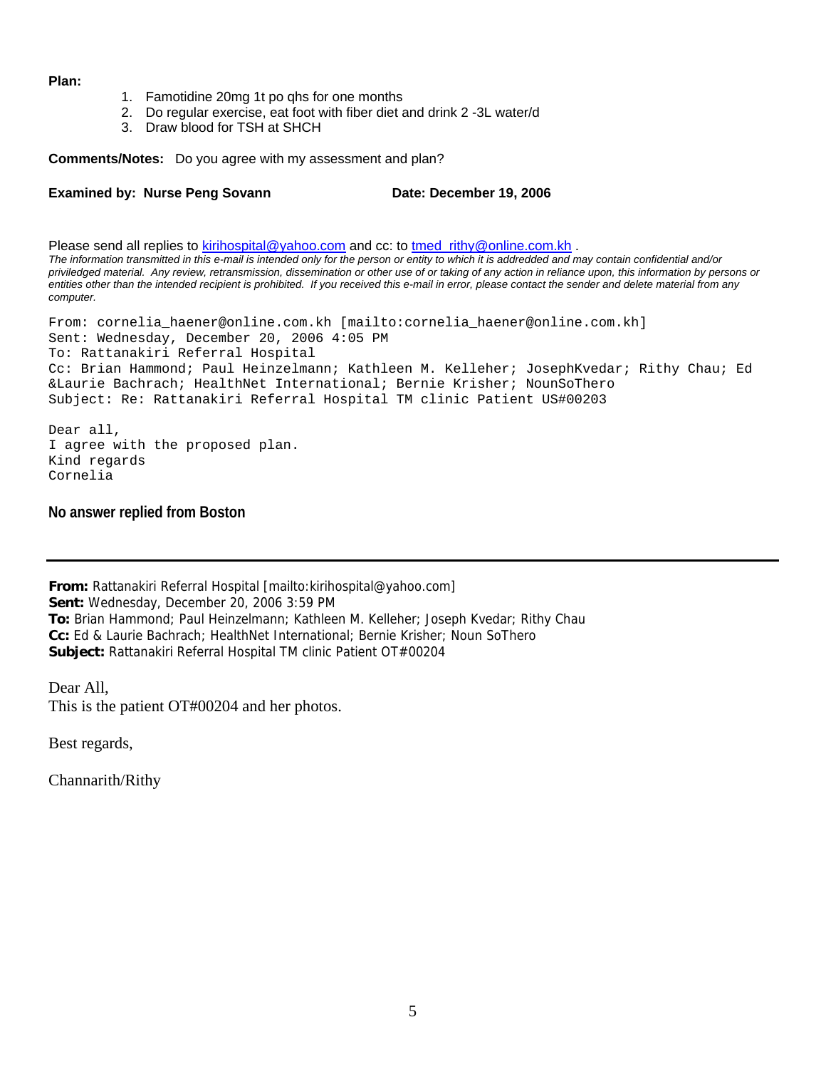**Plan:**

1. Famotidine 20mg 1t po qhs for one months
2. Do regular exercise, eat foot with fiber diet and drink 2 -3L water/d
3. Draw blood for TSH at SHCH

**Comments/Notes:** Do you agree with my assessment and plan?

**Examined by: Nurse Peng Sovann** **Date: December 19, 2006**

Please send all replies to kirihospital@yahoo.com and cc: to tmed_rithy@online.com.kh .

*The information transmitted in this e-mail is intended only for the person or entity to which it is addredded and may contain confidential and/or priviledged material. Any review, retransmission, dissemination or other use of or taking of any action in reliance upon, this information by persons or entities other than the intended recipient is prohibited. If you received this e-mail in error, please contact the sender and delete material from any computer.*

From: cornelia_haener@online.com.kh [mailto:cornelia_haener@online.com.kh]
Sent: Wednesday, December 20, 2006 4:05 PM
To: Rattanakiri Referral Hospital
Cc: Brian Hammond; Paul Heinzelmann; Kathleen M. Kelleher; JosephKvedar; Rithy Chau; Ed &Laurie Bachrach; HealthNet International; Bernie Krisher; NounSoThero
Subject: Re: Rattanakiri Referral Hospital TM clinic Patient US#00203

Dear all,
I agree with the proposed plan.
Kind regards
Cornelia

**No answer replied from Boston**

---

**From:** Rattanakiri Referral Hospital [mailto:kirihospital@yahoo.com]
**Sent:** Wednesday, December 20, 2006 3:59 PM
**To:** Brian Hammond; Paul Heinzelmann; Kathleen M. Kelleher; Joseph Kvedar; Rithy Chau
**Cc:** Ed & Laurie Bachrach; HealthNet International; Bernie Krisher; Noun SoThero
**Subject:** Rattanakiri Referral Hospital TM clinic Patient OT#00204

Dear All,
This is the patient OT#00204 and her photos.

Best regards,

Channarith/Rithy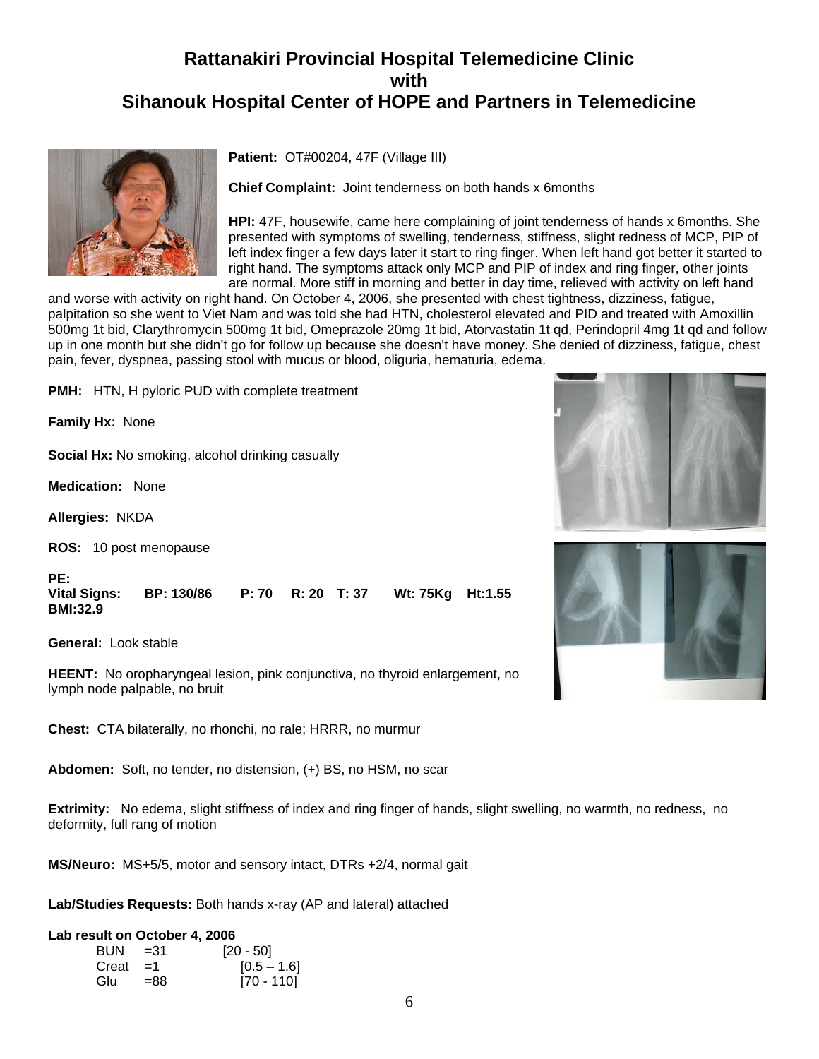# Rattanakiri Provincial Hospital Telemedicine Clinic with Sihanouk Hospital Center of HOPE and Partners in Telemedicine

**Patient:** OT#00204, 47F (Village III)

**Chief Complaint:** Joint tenderness on both hands x 6months

**HPI:** 47F, housewife, came here complaining of joint tenderness of hands x 6months. She presented with symptoms of swelling, tenderness, stiffness, slight redness of MCP, PIP of left index finger a few days later it start to ring finger. When left hand got better it started to right hand. The symptoms attack only MCP and PIP of index and ring finger, other joints are normal. More stiff in morning and better in day time, relieved with activity on left hand and worse with activity on right hand. On October 4, 2006, she presented with chest tightness, dizziness, fatigue, palpitation so she went to Viet Nam and was told she had HTN, cholesterol elevated and PID and treated with Amoxillin 500mg 1t bid, Clarythromycin 500mg 1t bid, Omeprazole 20mg 1t bid, Atorvastatin 1t qd, Perindopril 4mg 1t qd and follow up in one month but she didn't go for follow up because she doesn't have money. She denied of dizziness, fatigue, chest pain, fever, dyspnea, passing stool with mucus or blood, oliguria, hematuria, edema.

**PMH:** HTN, H pyloric PUD with complete treatment

**Family Hx:** None

**Social Hx:** No smoking, alcohol drinking casually

**Medication:** None

**Allergies:** NKDA

**ROS:** 10 post menopause

**PE:**
**Vital Signs: BP: 130/86 P: 70 R: 20 T: 37 Wt: 75Kg Ht:1.55 BMI:32.9**

**General:** Look stable

**HEENT:** No oropharyngeal lesion, pink conjunctiva, no thyroid enlargement, no lymph node palpable, no bruit

**Chest:** CTA bilaterally, no rhonchi, no rale; HRRR, no murmur

**Abdomen:** Soft, no tender, no distension, (+) BS, no HSM, no scar

**Extrimity:** No edema, slight stiffness of index and ring finger of hands, slight swelling, no warmth, no redness, no deformity, full rang of motion

**MS/Neuro:** MS+5/5, motor and sensory intact, DTRs +2/4, normal gait

**Lab/Studies Requests:** Both hands x-ray (AP and lateral) attached

**Lab result on October 4, 2006**

| | | |
|---|---|---|
| BUN | =31 | [20 - 50] |
| Creat | =1 | [0.5 – 1.6] |
| Glu | =88 | [70 - 110] |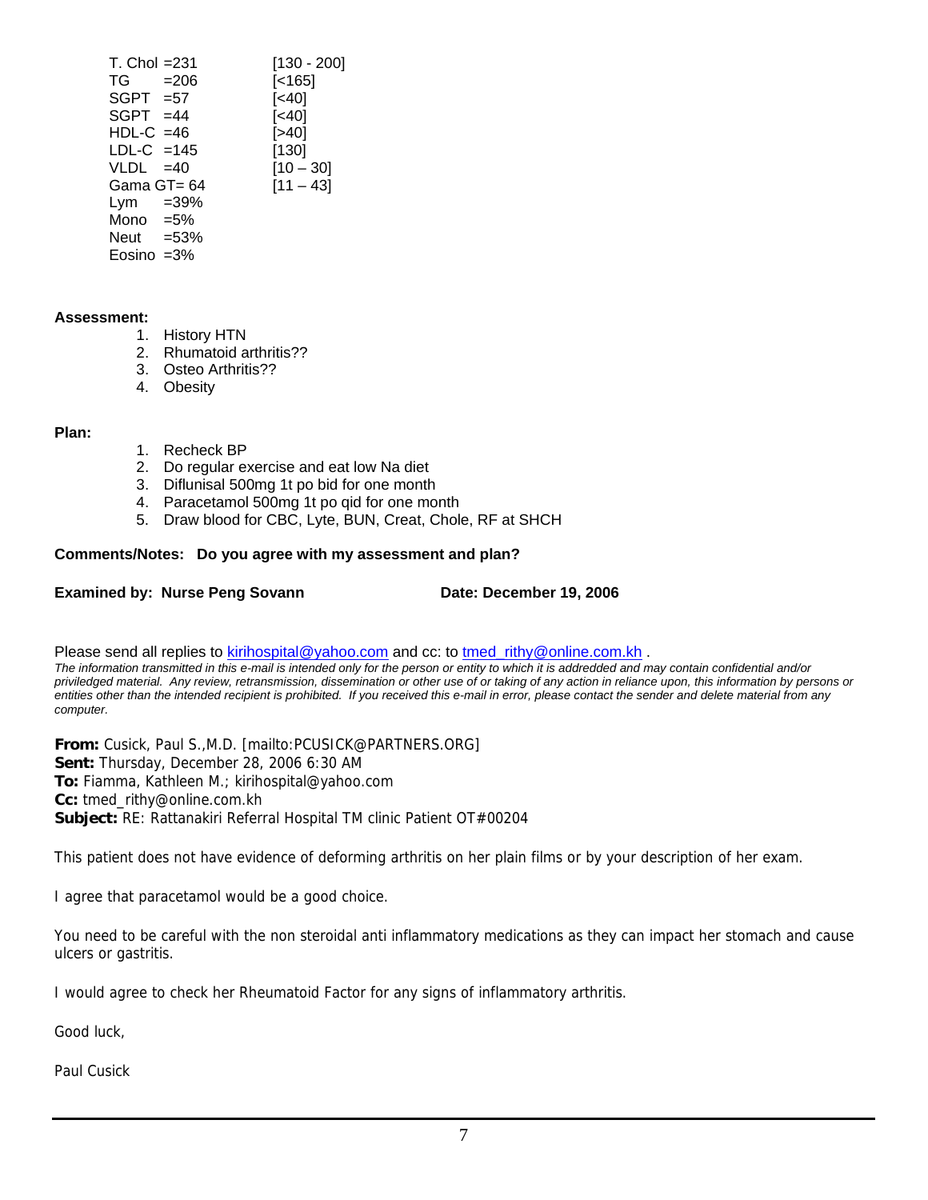| | | |
|---|---|---|
| T. Chol | =231 | [130 - 200] |
| TG | =206 | [<165] |
| SGPT | =57 | [<40] |
| SGPT | =44 | [<40] |
| HDL-C | =46 | [>40] |
| LDL-C | =145 | [130] |
| VLDL | =40 | [10 – 30] |
| Gama GT | = 64 | [11 – 43] |
| Lym | =39% | |
| Mono | =5% | |
| Neut | =53% | |
| Eosino | =3% | |

**Assessment:**

1. History HTN
2. Rhumatoid arthritis??
3. Osteo Arthritis??
4. Obesity

**Plan:**

1. Recheck BP
2. Do regular exercise and eat low Na diet
3. Diflunisal 500mg 1t po bid for one month
4. Paracetamol 500mg 1t po qid for one month
5. Draw blood for CBC, Lyte, BUN, Creat, Chole, RF at SHCH

**Comments/Notes: Do you agree with my assessment and plan?**

**Examined by: Nurse Peng Sovann** **Date: December 19, 2006**

Please send all replies to kirihospital@yahoo.com and cc: to tmed_rithy@online.com.kh .

*The information transmitted in this e-mail is intended only for the person or entity to which it is addredded and may contain confidential and/or priviledged material. Any review, retransmission, dissemination or other use of or taking of any action in reliance upon, this information by persons or entities other than the intended recipient is prohibited. If you received this e-mail in error, please contact the sender and delete material from any computer.*

**From:** Cusick, Paul S.,M.D. [mailto:PCUSICK@PARTNERS.ORG]
**Sent:** Thursday, December 28, 2006 6:30 AM
**To:** Fiamma, Kathleen M.; kirihospital@yahoo.com
**Cc:** tmed_rithy@online.com.kh
**Subject:** RE: Rattanakiri Referral Hospital TM clinic Patient OT#00204

This patient does not have evidence of deforming arthritis on her plain films or by your description of her exam.

I agree that paracetamol would be a good choice.

You need to be careful with the non steroidal anti inflammatory medications as they can impact her stomach and cause ulcers or gastritis.

I would agree to check her Rheumatoid Factor for any signs of inflammatory arthritis.

Good luck,

Paul Cusick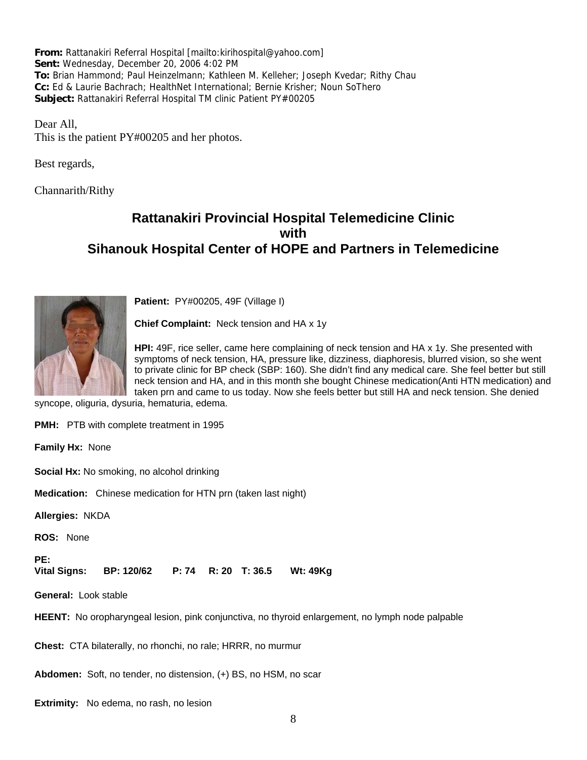**From:** Rattanakiri Referral Hospital [mailto:kirihospital@yahoo.com]
**Sent:** Wednesday, December 20, 2006 4:02 PM
**To:** Brian Hammond; Paul Heinzelmann; Kathleen M. Kelleher; Joseph Kvedar; Rithy Chau
**Cc:** Ed & Laurie Bachrach; HealthNet International; Bernie Krisher; Noun SoThero
**Subject:** Rattanakiri Referral Hospital TM clinic Patient PY#00205

Dear All,
This is the patient PY#00205 and her photos.

Best regards,

Channarith/Rithy

## Rattanakiri Provincial Hospital Telemedicine Clinic with Sihanouk Hospital Center of HOPE and Partners in Telemedicine

**Patient:** PY#00205, 49F (Village I)

**Chief Complaint:** Neck tension and HA x 1y

**HPI:** 49F, rice seller, came here complaining of neck tension and HA x 1y. She presented with symptoms of neck tension, HA, pressure like, dizziness, diaphoresis, blurred vision, so she went to private clinic for BP check (SBP: 160). She didn't find any medical care. She feel better but still neck tension and HA, and in this month she bought Chinese medication(Anti HTN medication) and taken prn and came to us today. Now she feels better but still HA and neck tension. She denied syncope, oliguria, dysuria, hematuria, edema.

**PMH:** PTB with complete treatment in 1995

**Family Hx:** None

**Social Hx:** No smoking, no alcohol drinking

**Medication:** Chinese medication for HTN prn (taken last night)

**Allergies:** NKDA

**ROS:** None

**PE:**
**Vital Signs: BP: 120/62 P: 74 R: 20 T: 36.5 Wt: 49Kg**

**General:** Look stable

**HEENT:** No oropharyngeal lesion, pink conjunctiva, no thyroid enlargement, no lymph node palpable

**Chest:** CTA bilaterally, no rhonchi, no rale; HRRR, no murmur

**Abdomen:** Soft, no tender, no distension, (+) BS, no HSM, no scar

**Extrimity:** No edema, no rash, no lesion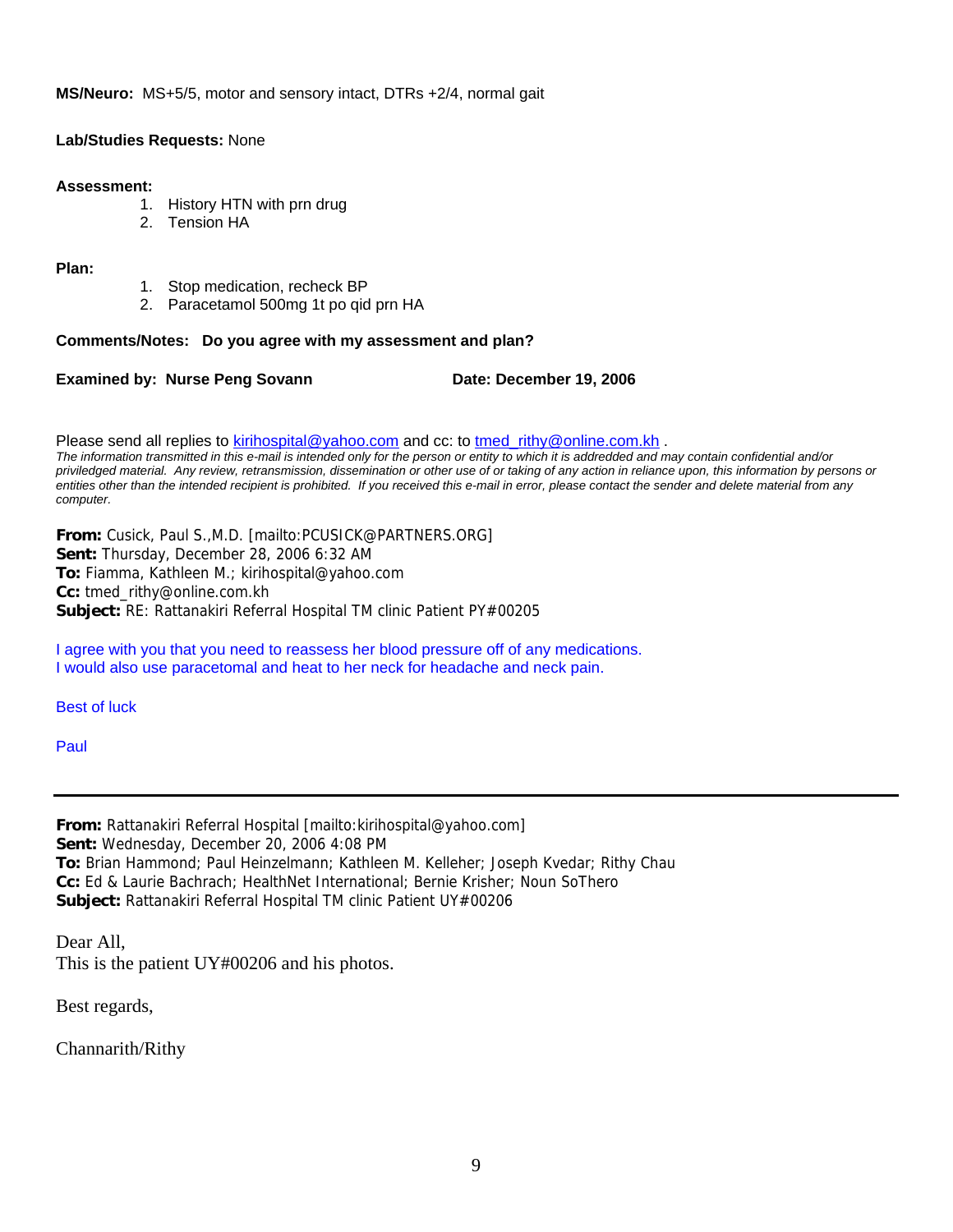**MS/Neuro:** MS+5/5, motor and sensory intact, DTRs +2/4, normal gait

**Lab/Studies Requests:** None

**Assessment:**

1. History HTN with prn drug
2. Tension HA

**Plan:**

1. Stop medication, recheck BP
2. Paracetamol 500mg 1t po qid prn HA

**Comments/Notes: Do you agree with my assessment and plan?**

**Examined by: Nurse Peng Sovann** **Date: December 19, 2006**

Please send all replies to kirihospital@yahoo.com and cc: to tmed_rithy@online.com.kh .

*The information transmitted in this e-mail is intended only for the person or entity to which it is addredded and may contain confidential and/or priviledged material. Any review, retransmission, dissemination or other use of or taking of any action in reliance upon, this information by persons or entities other than the intended recipient is prohibited. If you received this e-mail in error, please contact the sender and delete material from any computer.*

**From:** Cusick, Paul S.,M.D. [mailto:PCUSICK@PARTNERS.ORG]
**Sent:** Thursday, December 28, 2006 6:32 AM
**To:** Fiamma, Kathleen M.; kirihospital@yahoo.com
**Cc:** tmed_rithy@online.com.kh
**Subject:** RE: Rattanakiri Referral Hospital TM clinic Patient PY#00205

I agree with you that you need to reassess her blood pressure off of any medications.
I would also use paracetomal and heat to her neck for headache and neck pain.

Best of luck

Paul

---

**From:** Rattanakiri Referral Hospital [mailto:kirihospital@yahoo.com]
**Sent:** Wednesday, December 20, 2006 4:08 PM
**To:** Brian Hammond; Paul Heinzelmann; Kathleen M. Kelleher; Joseph Kvedar; Rithy Chau
**Cc:** Ed & Laurie Bachrach; HealthNet International; Bernie Krisher; Noun SoThero
**Subject:** Rattanakiri Referral Hospital TM clinic Patient UY#00206

Dear All,
This is the patient UY#00206 and his photos.

Best regards,

Channarith/Rithy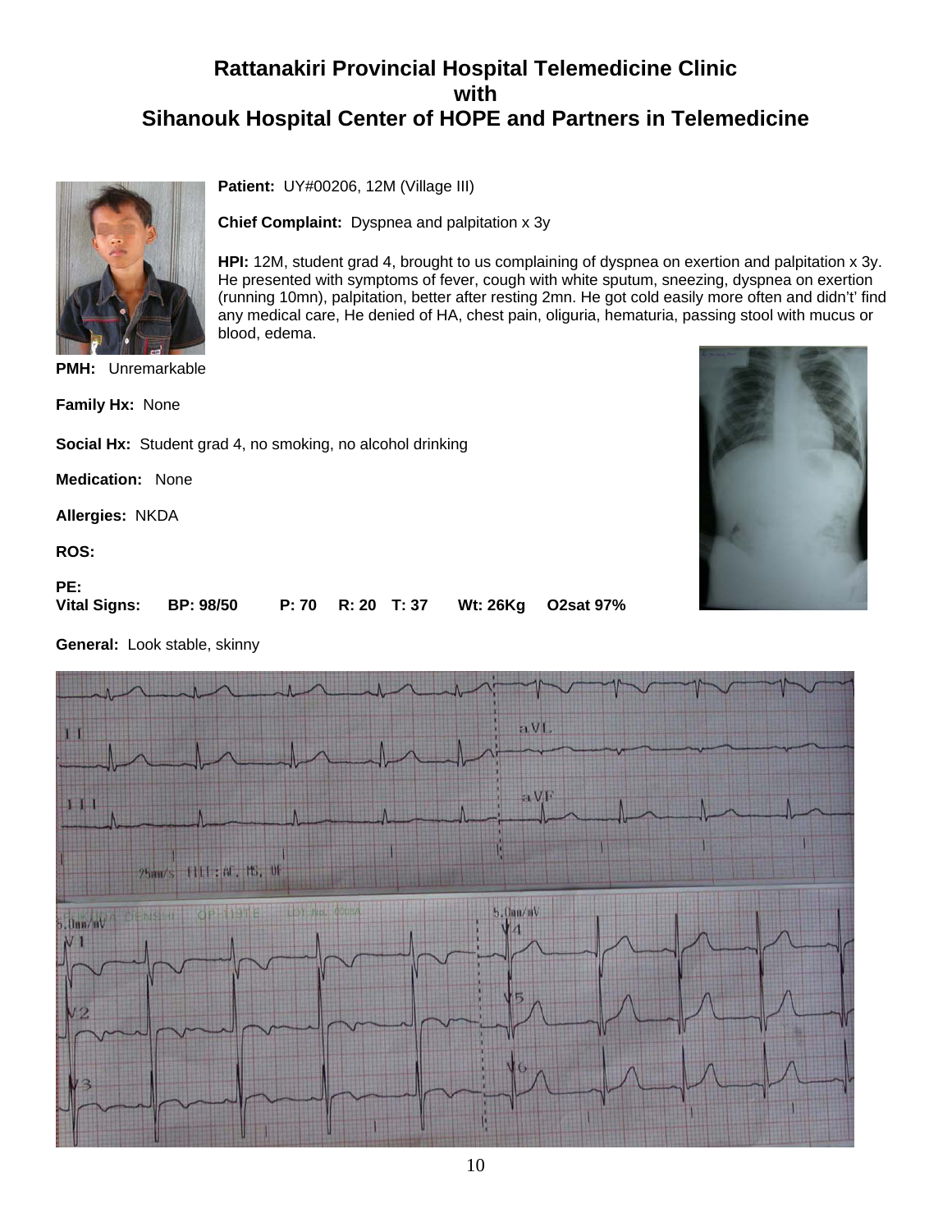# Rattanakiri Provincial Hospital Telemedicine Clinic
# with
# Sihanouk Hospital Center of HOPE and Partners in Telemedicine

**Patient:** UY#00206, 12M (Village III)

**Chief Complaint:** Dyspnea and palpitation x 3y

**HPI:** 12M, student grad 4, brought to us complaining of dyspnea on exertion and palpitation x 3y. He presented with symptoms of fever, cough with white sputum, sneezing, dyspnea on exertion (running 10mn), palpitation, better after resting 2mn. He got cold easily more often and didn't' find any medical care, He denied of HA, chest pain, oliguria, hematuria, passing stool with mucus or blood, edema.

**PMH:** Unremarkable

**Family Hx:** None

**Social Hx:** Student grad 4, no smoking, no alcohol drinking

**Medication:** None

**Allergies:** NKDA

**ROS:**

**PE:**

**Vital Signs: BP: 98/50 P: 70 R: 20 T: 37 Wt: 26Kg O2sat 97%**

**General:** Look stable, skinny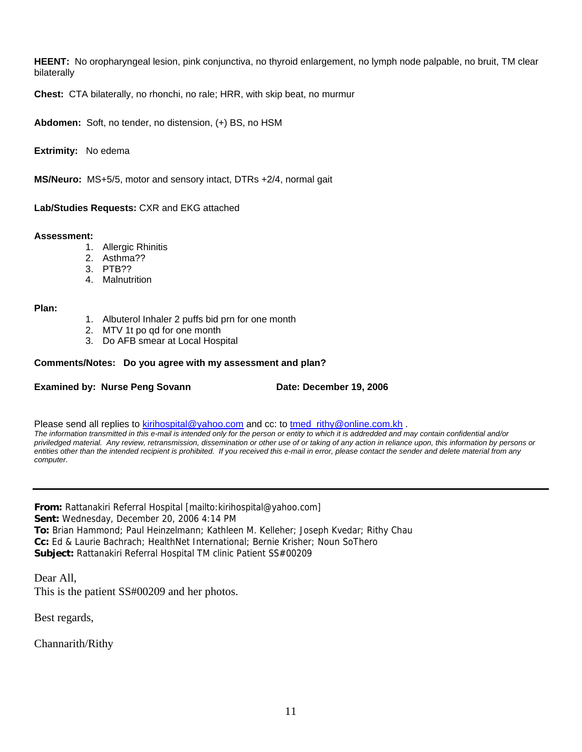**HEENT:** No oropharyngeal lesion, pink conjunctiva, no thyroid enlargement, no lymph node palpable, no bruit, TM clear bilaterally

**Chest:** CTA bilaterally, no rhonchi, no rale; HRR, with skip beat, no murmur

**Abdomen:** Soft, no tender, no distension, (+) BS, no HSM

**Extrimity:** No edema

**MS/Neuro:** MS+5/5, motor and sensory intact, DTRs +2/4, normal gait

**Lab/Studies Requests:** CXR and EKG attached

**Assessment:**

1. Allergic Rhinitis
2. Asthma??
3. PTB??
4. Malnutrition

**Plan:**

1. Albuterol Inhaler 2 puffs bid prn for one month
2. MTV 1t po qd for one month
3. Do AFB smear at Local Hospital

**Comments/Notes: Do you agree with my assessment and plan?**

**Examined by: Nurse Peng Sovann** **Date: December 19, 2006**

Please send all replies to kirihospital@yahoo.com and cc: to tmed_rithy@online.com.kh .

*The information transmitted in this e-mail is intended only for the person or entity to which it is addredded and may contain confidential and/or priviledged material. Any review, retransmission, dissemination or other use of or taking of any action in reliance upon, this information by persons or entities other than the intended recipient is prohibited. If you received this e-mail in error, please contact the sender and delete material from any computer.*

---

**From:** Rattanakiri Referral Hospital [mailto:kirihospital@yahoo.com]
**Sent:** Wednesday, December 20, 2006 4:14 PM
**To:** Brian Hammond; Paul Heinzelmann; Kathleen M. Kelleher; Joseph Kvedar; Rithy Chau
**Cc:** Ed & Laurie Bachrach; HealthNet International; Bernie Krisher; Noun SoThero
**Subject:** Rattanakiri Referral Hospital TM clinic Patient SS#00209

Dear All,
This is the patient SS#00209 and her photos.

Best regards,

Channarith/Rithy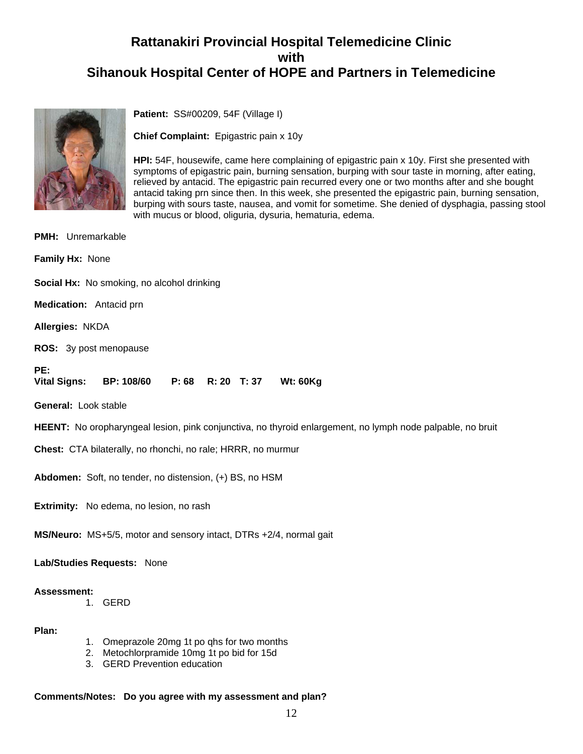# Rattanakiri Provincial Hospital Telemedicine Clinic with Sihanouk Hospital Center of HOPE and Partners in Telemedicine

**Patient:** SS#00209, 54F (Village I)

**Chief Complaint:** Epigastric pain x 10y

**HPI:** 54F, housewife, came here complaining of epigastric pain x 10y. First she presented with symptoms of epigastric pain, burning sensation, burping with sour taste in morning, after eating, relieved by antacid. The epigastric pain recurred every one or two months after and she bought antacid taking prn since then. In this week, she presented the epigastric pain, burning sensation, burping with sours taste, nausea, and vomit for sometime. She denied of dysphagia, passing stool with mucus or blood, oliguria, dysuria, hematuria, edema.

**PMH:** Unremarkable

**Family Hx:** None

**Social Hx:** No smoking, no alcohol drinking

**Medication:** Antacid prn

**Allergies:** NKDA

**ROS:** 3y post menopause

**PE:**
**Vital Signs: BP: 108/60 P: 68 R: 20 T: 37 Wt: 60Kg**

**General:** Look stable

**HEENT:** No oropharyngeal lesion, pink conjunctiva, no thyroid enlargement, no lymph node palpable, no bruit

**Chest:** CTA bilaterally, no rhonchi, no rale; HRRR, no murmur

**Abdomen:** Soft, no tender, no distension, (+) BS, no HSM

**Extrimity:** No edema, no lesion, no rash

**MS/Neuro:** MS+5/5, motor and sensory intact, DTRs +2/4, normal gait

**Lab/Studies Requests:** None

**Assessment:**

1. GERD

**Plan:**

1. Omeprazole 20mg 1t po qhs for two months
2. Metochlorpramide 10mg 1t po bid for 15d
3. GERD Prevention education

**Comments/Notes: Do you agree with my assessment and plan?**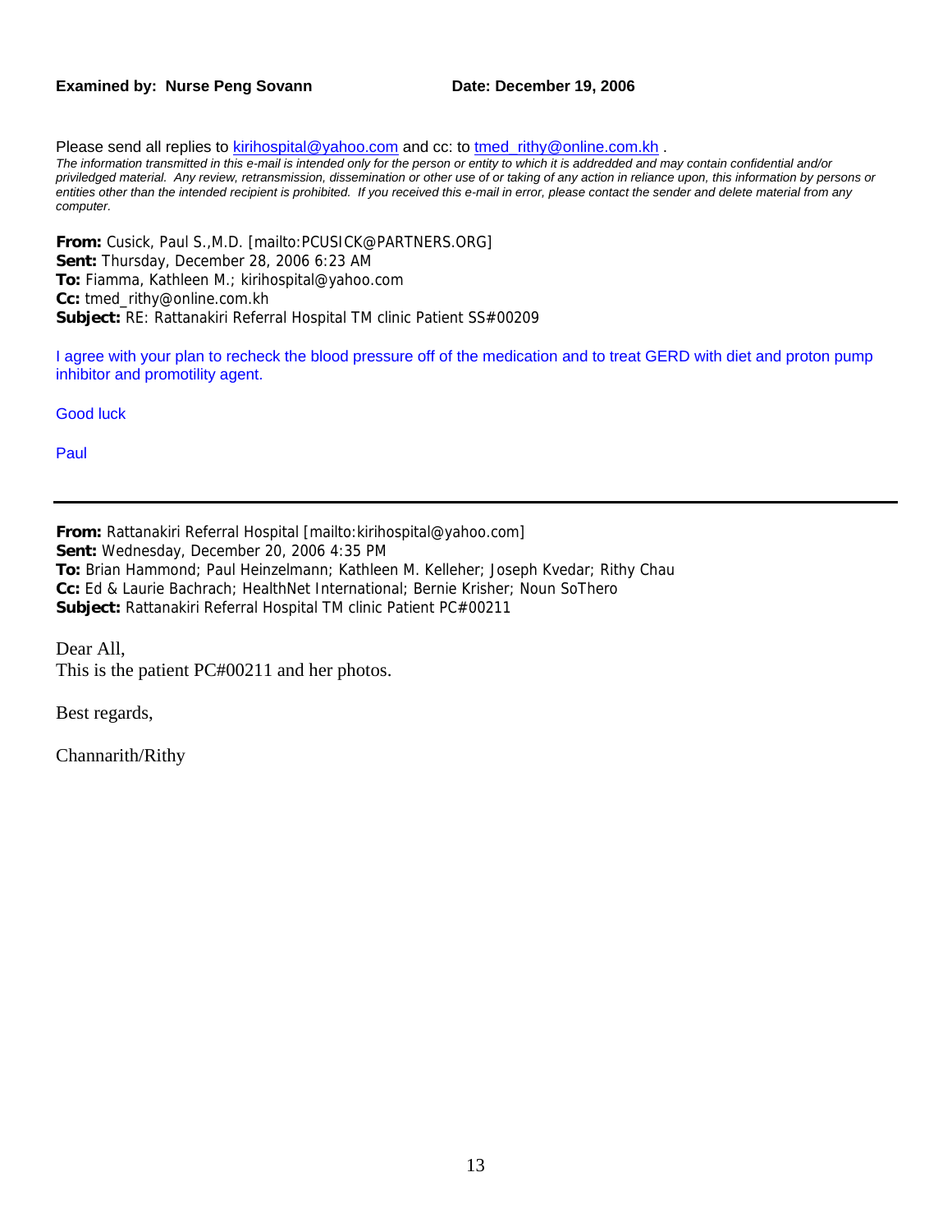**Examined by: Nurse Peng Sovann** **Date: December 19, 2006**

Please send all replies to kirihospital@yahoo.com and cc: to tmed_rithy@online.com.kh .

*The information transmitted in this e-mail is intended only for the person or entity to which it is addredded and may contain confidential and/or priviledged material. Any review, retransmission, dissemination or other use of or taking of any action in reliance upon, this information by persons or entities other than the intended recipient is prohibited. If you received this e-mail in error, please contact the sender and delete material from any computer.*

**From:** Cusick, Paul S.,M.D. [mailto:PCUSICK@PARTNERS.ORG]
**Sent:** Thursday, December 28, 2006 6:23 AM
**To:** Fiamma, Kathleen M.; kirihospital@yahoo.com
**Cc:** tmed_rithy@online.com.kh
**Subject:** RE: Rattanakiri Referral Hospital TM clinic Patient SS#00209

I agree with your plan to recheck the blood pressure off of the medication and to treat GERD with diet and proton pump inhibitor and promotility agent.

Good luck

Paul

---

**From:** Rattanakiri Referral Hospital [mailto:kirihospital@yahoo.com]
**Sent:** Wednesday, December 20, 2006 4:35 PM
**To:** Brian Hammond; Paul Heinzelmann; Kathleen M. Kelleher; Joseph Kvedar; Rithy Chau
**Cc:** Ed & Laurie Bachrach; HealthNet International; Bernie Krisher; Noun SoThero
**Subject:** Rattanakiri Referral Hospital TM clinic Patient PC#00211

Dear All,
This is the patient PC#00211 and her photos.

Best regards,

Channarith/Rithy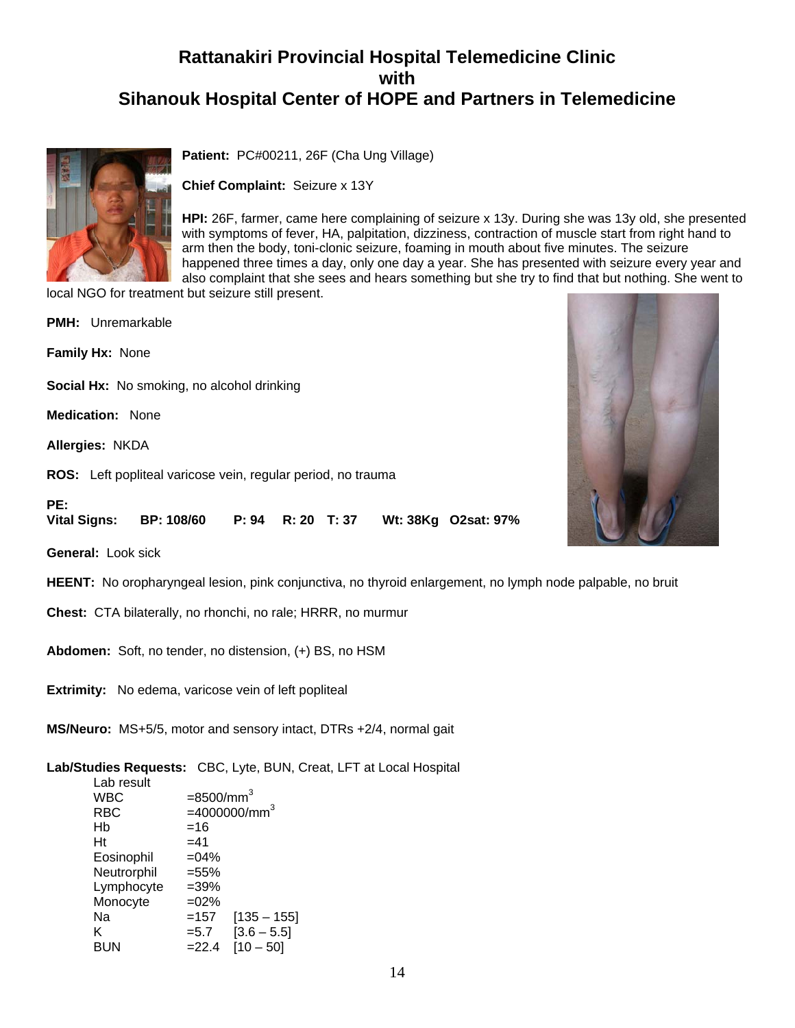# Rattanakiri Provincial Hospital Telemedicine Clinic with Sihanouk Hospital Center of HOPE and Partners in Telemedicine

**Patient:** PC#00211, 26F (Cha Ung Village)

**Chief Complaint:** Seizure x 13Y

**HPI:** 26F, farmer, came here complaining of seizure x 13y. During she was 13y old, she presented with symptoms of fever, HA, palpitation, dizziness, contraction of muscle start from right hand to arm then the body, toni-clonic seizure, foaming in mouth about five minutes. The seizure happened three times a day, only one day a year. She has presented with seizure every year and also complaint that she sees and hears something but she try to find that but nothing. She went to local NGO for treatment but seizure still present.

**PMH:** Unremarkable

**Family Hx:** None

**Social Hx:** No smoking, no alcohol drinking

**Medication:** None

**Allergies:** NKDA

**ROS:** Left popliteal varicose vein, regular period, no trauma

**PE:**
**Vital Signs: BP: 108/60 P: 94 R: 20 T: 37 Wt: 38Kg O2sat: 97%**

**General:** Look sick

**HEENT:** No oropharyngeal lesion, pink conjunctiva, no thyroid enlargement, no lymph node palpable, no bruit

**Chest:** CTA bilaterally, no rhonchi, no rale; HRRR, no murmur

**Abdomen:** Soft, no tender, no distension, (+) BS, no HSM

**Extrimity:** No edema, varicose vein of left popliteal

**MS/Neuro:** MS+5/5, motor and sensory intact, DTRs +2/4, normal gait

**Lab/Studies Requests:** CBC, Lyte, BUN, Creat, LFT at Local Hospital

Lab result

| | | |
|---|---|---|
| WBC | =8500/mm$^3$ | |
| RBC | =4000000/mm$^3$ | |
| Hb | =16 | |
| Ht | =41 | |
| Eosinophil | =04% | |
| Neutrorphil | =55% | |
| Lymphocyte | =39% | |
| Monocyte | =02% | |
| Na | =157 | [135 – 155] |
| K | =5.7 | [3.6 – 5.5] |
| BUN | =22.4 | [10 – 50] |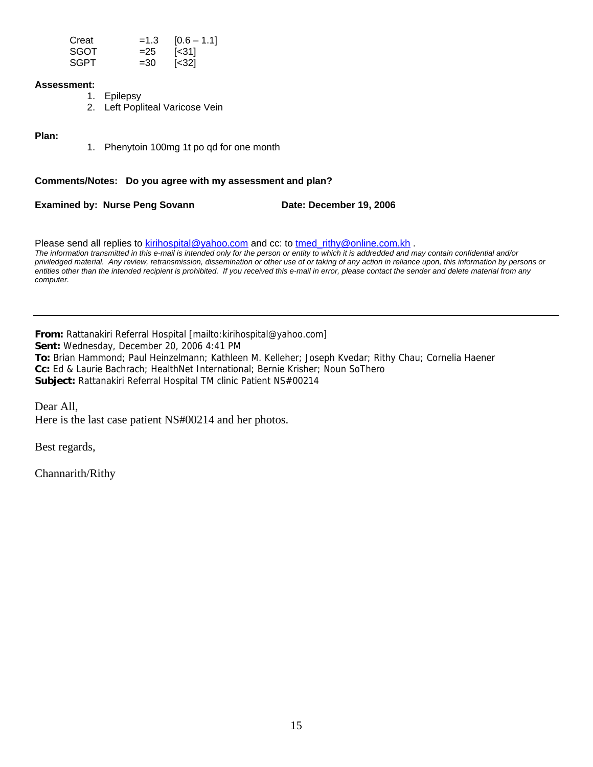| | | |
|---|---|---|
| Creat | =1.3 | [0.6 – 1.1] |
| SGOT | =25 | [<31] |
| SGPT | =30 | [<32] |

**Assessment:**

1. Epilepsy
2. Left Popliteal Varicose Vein

**Plan:**

1. Phenytoin 100mg 1t po qd for one month

**Comments/Notes: Do you agree with my assessment and plan?**

**Examined by: Nurse Peng Sovann** **Date: December 19, 2006**

Please send all replies to kirihospital@yahoo.com and cc: to tmed_rithy@online.com.kh .

*The information transmitted in this e-mail is intended only for the person or entity to which it is addredded and may contain confidential and/or priviledged material. Any review, retransmission, dissemination or other use of or taking of any action in reliance upon, this information by persons or entities other than the intended recipient is prohibited. If you received this e-mail in error, please contact the sender and delete material from any computer.*

---

**From:** Rattanakiri Referral Hospital [mailto:kirihospital@yahoo.com]
**Sent:** Wednesday, December 20, 2006 4:41 PM
**To:** Brian Hammond; Paul Heinzelmann; Kathleen M. Kelleher; Joseph Kvedar; Rithy Chau; Cornelia Haener
**Cc:** Ed & Laurie Bachrach; HealthNet International; Bernie Krisher; Noun SoThero
**Subject:** Rattanakiri Referral Hospital TM clinic Patient NS#00214

Dear All,
Here is the last case patient NS#00214 and her photos.

Best regards,

Channarith/Rithy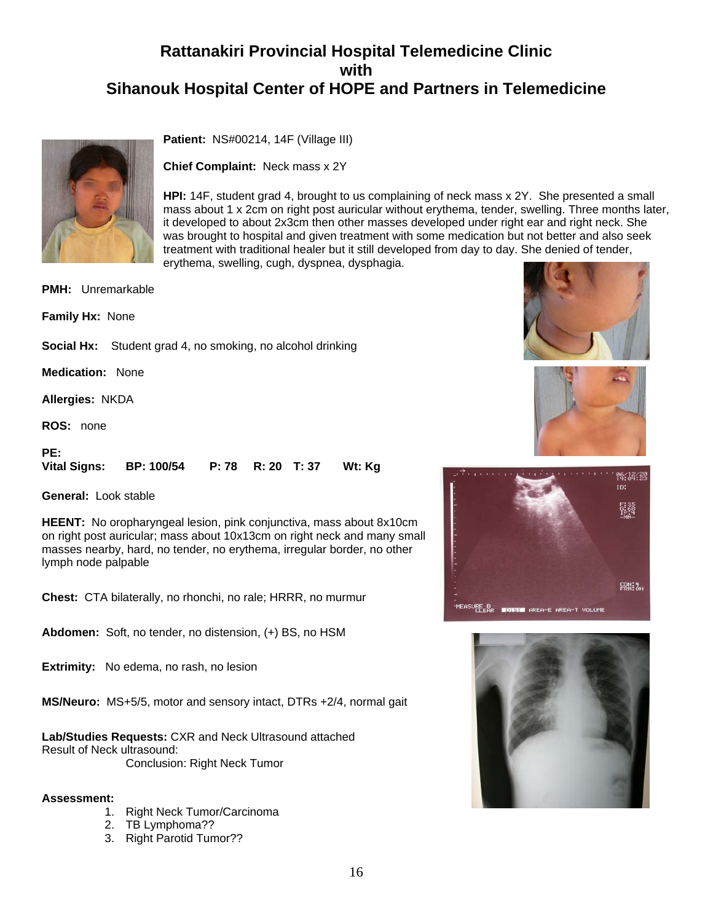# Rattanakiri Provincial Hospital Telemedicine Clinic with Sihanouk Hospital Center of HOPE and Partners in Telemedicine

**Patient:** NS#00214, 14F (Village III)

**Chief Complaint:** Neck mass x 2Y

**HPI:** 14F, student grad 4, brought to us complaining of neck mass x 2Y. She presented a small mass about 1 x 2cm on right post auricular without erythema, tender, swelling. Three months later, it developed to about 2x3cm then other masses developed under right ear and right neck. She was brought to hospital and given treatment with some medication but not better and also seek treatment with traditional healer but it still developed from day to day. She denied of tender, erythema, swelling, cugh, dyspnea, dysphagia.

**PMH:** Unremarkable

**Family Hx:** None

**Social Hx:** Student grad 4, no smoking, no alcohol drinking

**Medication:** None

**Allergies:** NKDA

**ROS:** none

**PE:**
**Vital Signs:** **BP: 100/54** **P: 78** **R: 20** **T: 37** **Wt: Kg**

**General:** Look stable

**HEENT:** No oropharyngeal lesion, pink conjunctiva, mass about 8x10cm on right post auricular; mass about 10x13cm on right neck and many small masses nearby, hard, no tender, no erythema, irregular border, no other lymph node palpable

**Chest:** CTA bilaterally, no rhonchi, no rale; HRRR, no murmur

**Abdomen:** Soft, no tender, no distension, (+) BS, no HSM

**Extrimity:** No edema, no rash, no lesion

**MS/Neuro:** MS+5/5, motor and sensory intact, DTRs +2/4, normal gait

**Lab/Studies Requests:** CXR and Neck Ultrasound attached
Result of Neck ultrasound:
Conclusion: Right Neck Tumor

**Assessment:**

1. Right Neck Tumor/Carcinoma
2. TB Lymphoma??
3. Right Parotid Tumor??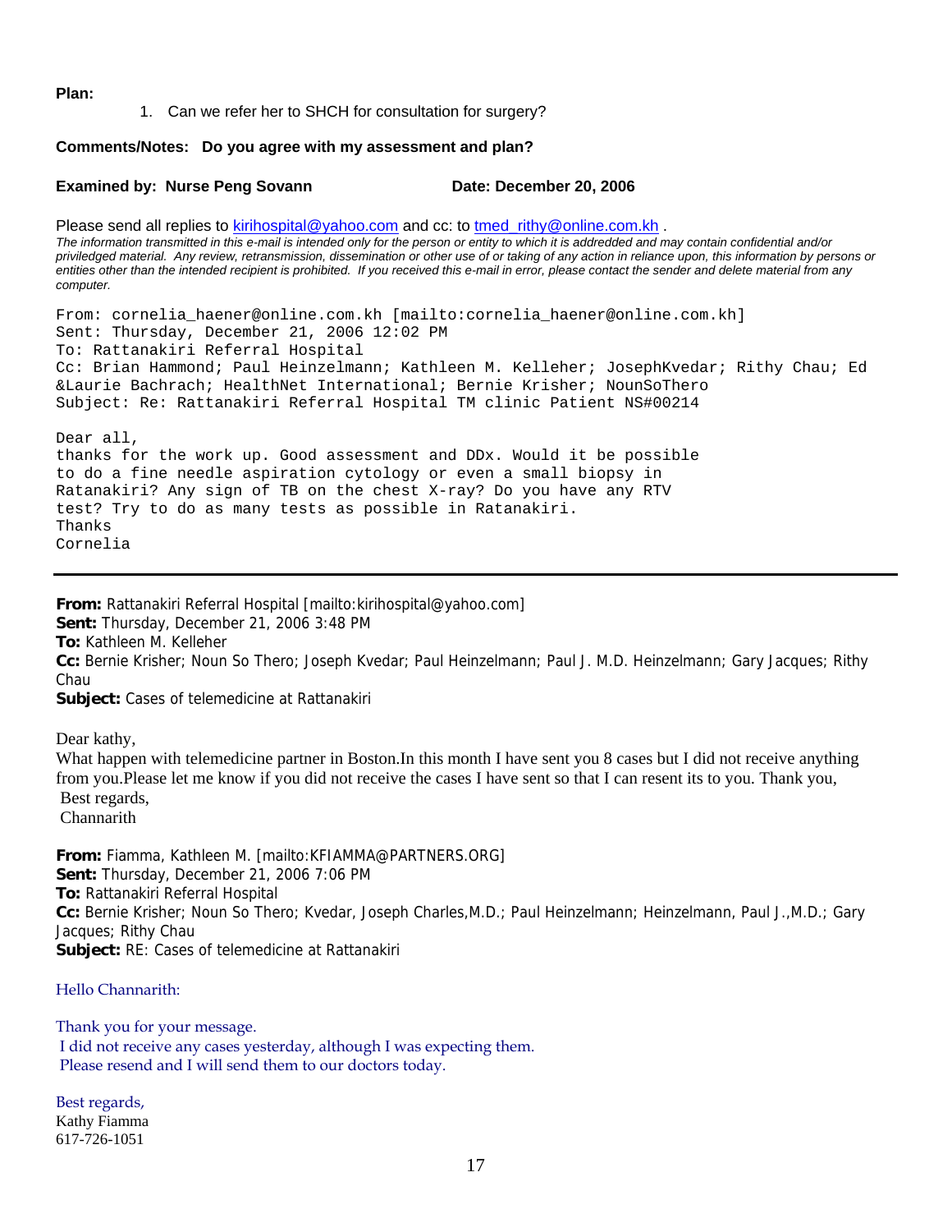**Plan:**

1. Can we refer her to SHCH for consultation for surgery?

**Comments/Notes: Do you agree with my assessment and plan?**

**Examined by: Nurse Peng Sovann** **Date: December 20, 2006**

Please send all replies to kirihospital@yahoo.com and cc: to tmed_rithy@online.com.kh .

*The information transmitted in this e-mail is intended only for the person or entity to which it is addrerdded and may contain confidential and/or priviledged material. Any review, retransmission, dissemination or other use of or taking of any action in reliance upon, this information by persons or entities other than the intended recipient is prohibited. If you received this e-mail in error, please contact the sender and delete material from any computer.*

From: cornelia_haener@online.com.kh [mailto:cornelia_haener@online.com.kh]
Sent: Thursday, December 21, 2006 12:02 PM
To: Rattanakiri Referral Hospital
Cc: Brian Hammond; Paul Heinzelmann; Kathleen M. Kelleher; JosephKvedar; Rithy Chau; Ed &Laurie Bachrach; HealthNet International; Bernie Krisher; NounSoThero
Subject: Re: Rattanakiri Referral Hospital TM clinic Patient NS#00214

Dear all,
thanks for the work up. Good assessment and DDx. Would it be possible to do a fine needle aspiration cytology or even a small biopsy in Ratanakiri? Any sign of TB on the chest X-ray? Do you have any RTV test? Try to do as many tests as possible in Ratanakiri.
Thanks
Cornelia

---

**From:** Rattanakiri Referral Hospital [mailto:kirihospital@yahoo.com]
**Sent:** Thursday, December 21, 2006 3:48 PM
**To:** Kathleen M. Kelleher
**Cc:** Bernie Krisher; Noun So Thero; Joseph Kvedar; Paul Heinzelmann; Paul J. M.D. Heinzelmann; Gary Jacques; Rithy Chau
**Subject:** Cases of telemedicine at Rattanakiri

Dear kathy,
What happen with telemedicine partner in Boston.In this month I have sent you 8 cases but I did not receive anything from you.Please let me know if you did not receive the cases I have sent so that I can resent its to you. Thank you,
Best regards,
Channarith

**From:** Fiamma, Kathleen M. [mailto:KFIAMMA@PARTNERS.ORG]
**Sent:** Thursday, December 21, 2006 7:06 PM
**To:** Rattanakiri Referral Hospital
**Cc:** Bernie Krisher; Noun So Thero; Kvedar, Joseph Charles,M.D.; Paul Heinzelmann; Heinzelmann, Paul J.,M.D.; Gary Jacques; Rithy Chau
**Subject:** RE: Cases of telemedicine at Rattanakiri

Hello Channarith:

Thank you for your message.
I did not receive any cases yesterday, although I was expecting them.
Please resend and I will send them to our doctors today.

Best regards,
Kathy Fiamma
617-726-1051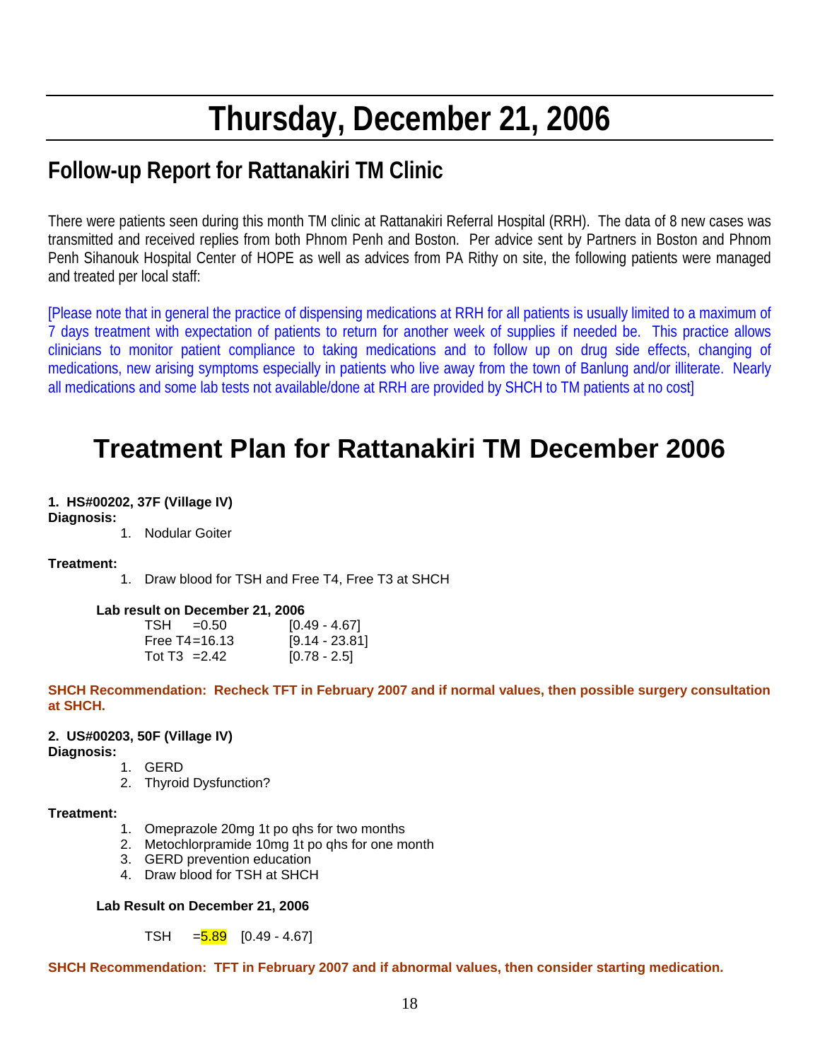# Thursday, December 21, 2006

## Follow-up Report for Rattanakiri TM Clinic

There were patients seen during this month TM clinic at Rattanakiri Referral Hospital (RRH). The data of 8 new cases was transmitted and received replies from both Phnom Penh and Boston. Per advice sent by Partners in Boston and Phnom Penh Sihanouk Hospital Center of HOPE as well as advices from PA Rithy on site, the following patients were managed and treated per local staff:

[Please note that in general the practice of dispensing medications at RRH for all patients is usually limited to a maximum of 7 days treatment with expectation of patients to return for another week of supplies if needed be. This practice allows clinicians to monitor patient compliance to taking medications and to follow up on drug side effects, changing of medications, new arising symptoms especially in patients who live away from the town of Banlung and/or illiterate. Nearly all medications and some lab tests not available/done at RRH are provided by SHCH to TM patients at no cost]

# Treatment Plan for Rattanakiri TM December 2006

**1. HS#00202, 37F (Village IV)**

**Diagnosis:**

1. Nodular Goiter

**Treatment:**

1. Draw blood for TSH and Free T4, Free T3 at SHCH

**Lab result on December 21, 2006**

| | | |
|---|---|---|
| TSH | =0.50 | [0.49 - 4.67] |
| Free T4 | =16.13 | [9.14 - 23.81] |
| Tot T3 | =2.42 | [0.78 - 2.5] |

**SHCH Recommendation: Recheck TFT in February 2007 and if normal values, then possible surgery consultation at SHCH.**

**2. US#00203, 50F (Village IV)**

**Diagnosis:**

1. GERD
2. Thyroid Dysfunction?

**Treatment:**

1. Omeprazole 20mg 1t po qhs for two months
2. Metochlorpramide 10mg 1t po qhs for one month
3. GERD prevention education
4. Draw blood for TSH at SHCH

**Lab Result on December 21, 2006**

TSH =5.89 [0.49 - 4.67]

**SHCH Recommendation: TFT in February 2007 and if abnormal values, then consider starting medication.**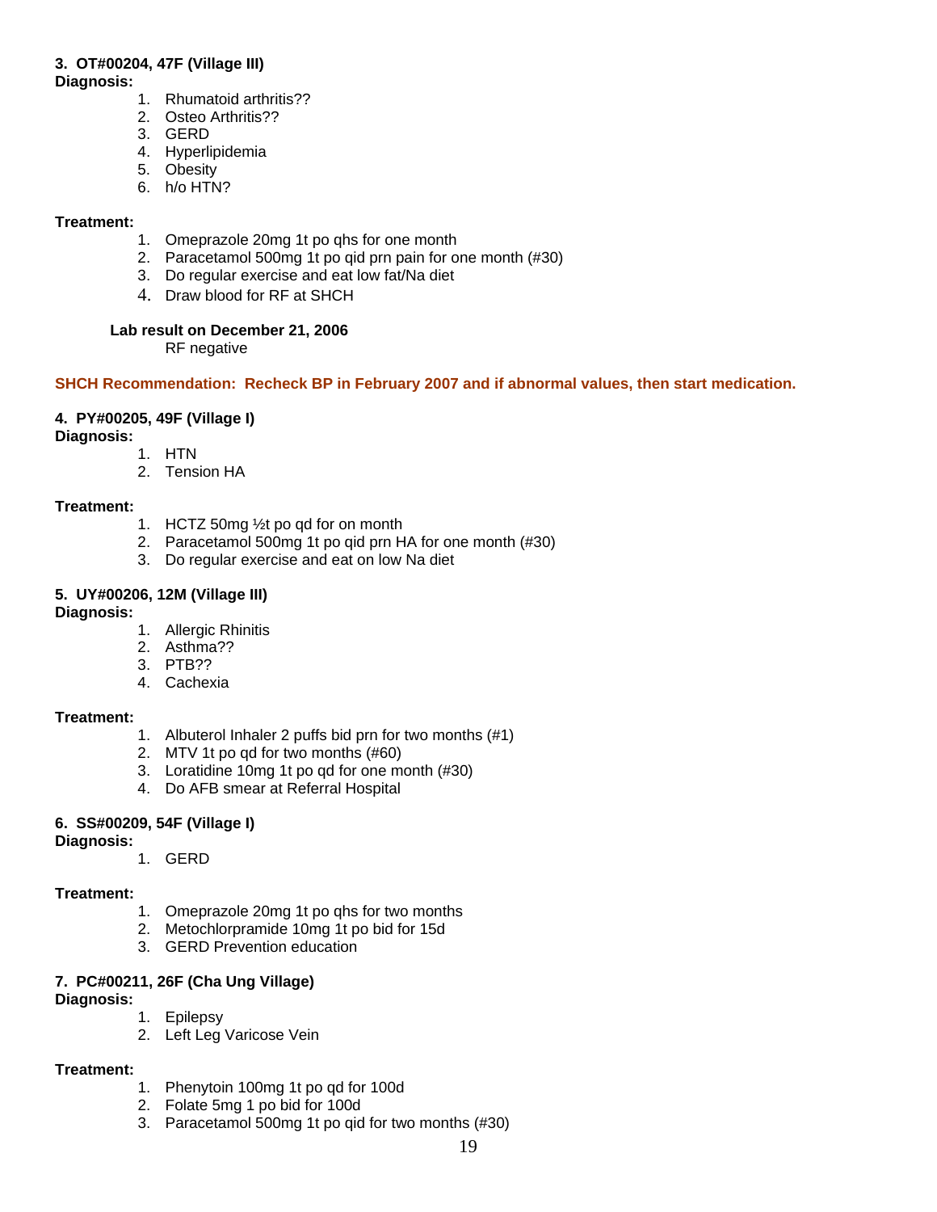**3. OT#00204, 47F (Village III)**

**Diagnosis:**

1. Rhumatoid arthritis??
2. Osteo Arthritis??
3. GERD
4. Hyperlipidemia
5. Obesity
6. h/o HTN?

**Treatment:**

1. Omeprazole 20mg 1t po qhs for one month
2. Paracetamol 500mg 1t po qid prn pain for one month (#30)
3. Do regular exercise and eat low fat/Na diet
4. Draw blood for RF at SHCH

**Lab result on December 21, 2006**

RF negative

**SHCH Recommendation: Recheck BP in February 2007 and if abnormal values, then start medication.**

**4. PY#00205, 49F (Village I)**

**Diagnosis:**

1. HTN
2. Tension HA

**Treatment:**

1. HCTZ 50mg ½t po qd for on month
2. Paracetamol 500mg 1t po qid prn HA for one month (#30)
3. Do regular exercise and eat on low Na diet

**5. UY#00206, 12M (Village III)**

**Diagnosis:**

1. Allergic Rhinitis
2. Asthma??
3. PTB??
4. Cachexia

**Treatment:**

1. Albuterol Inhaler 2 puffs bid prn for two months (#1)
2. MTV 1t po qd for two months (#60)
3. Loratidine 10mg 1t po qd for one month (#30)
4. Do AFB smear at Referral Hospital

**6. SS#00209, 54F (Village I)**

**Diagnosis:**

1. GERD

**Treatment:**

1. Omeprazole 20mg 1t po qhs for two months
2. Metochlorpramide 10mg 1t po bid for 15d
3. GERD Prevention education

**7. PC#00211, 26F (Cha Ung Village)**

**Diagnosis:**

1. Epilepsy
2. Left Leg Varicose Vein

**Treatment:**

1. Phenytoin 100mg 1t po qd for 100d
2. Folate 5mg 1 po bid for 100d
3. Paracetamol 500mg 1t po qid for two months (#30)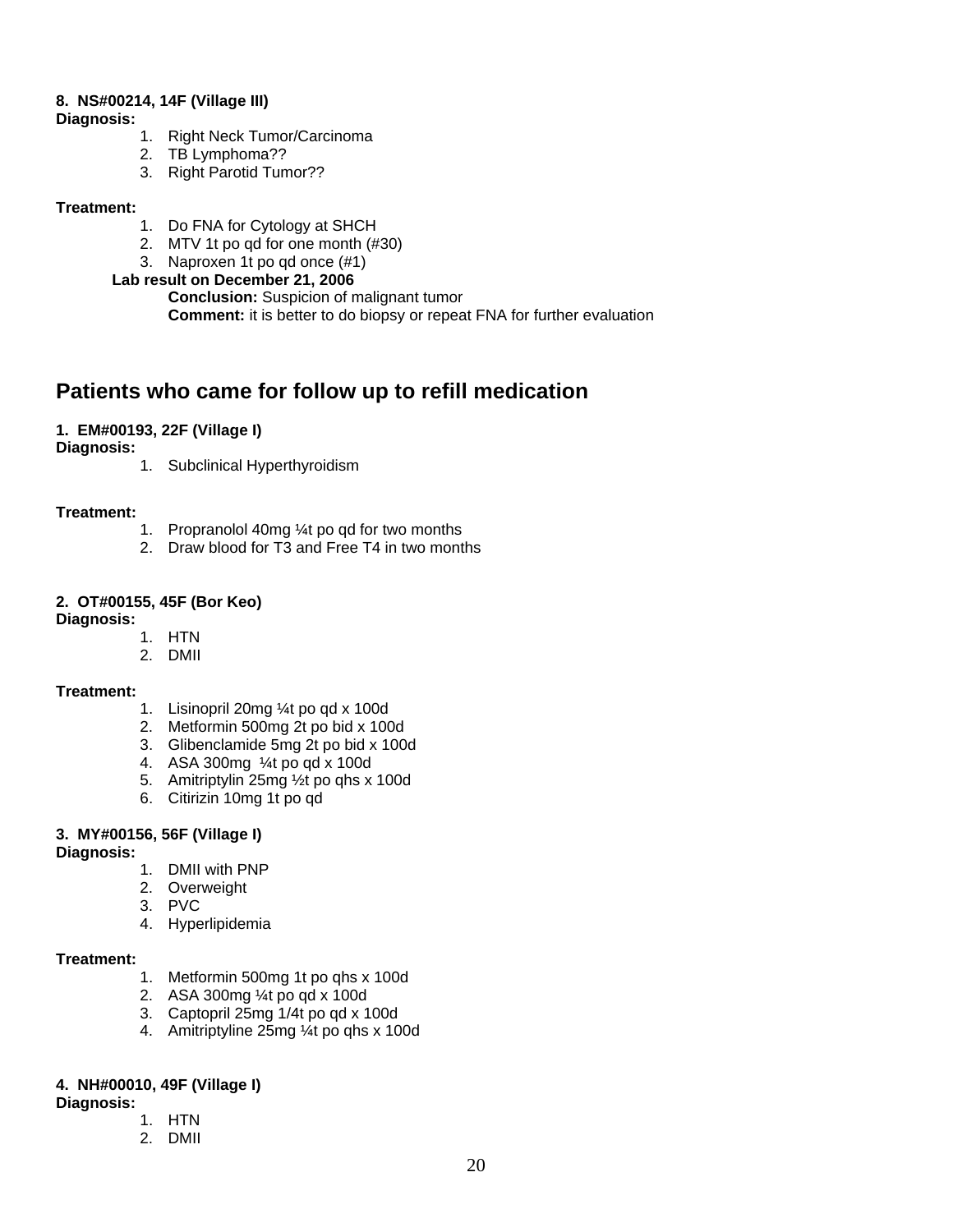**8. NS#00214, 14F (Village III)**

**Diagnosis:**

1. Right Neck Tumor/Carcinoma
2. TB Lymphoma??
3. Right Parotid Tumor??

**Treatment:**

1. Do FNA for Cytology at SHCH
2. MTV 1t po qd for one month (#30)
3. Naproxen 1t po qd once (#1)

**Lab result on December 21, 2006**

**Conclusion:** Suspicion of malignant tumor

**Comment:** it is better to do biopsy or repeat FNA for further evaluation

## Patients who came for follow up to refill medication

**1. EM#00193, 22F (Village I)**

**Diagnosis:**

1. Subclinical Hyperthyroidism

**Treatment:**

1. Propranolol 40mg ¼t po qd for two months
2. Draw blood for T3 and Free T4 in two months

**2. OT#00155, 45F (Bor Keo)**

**Diagnosis:**

1. HTN
2. DMII

**Treatment:**

1. Lisinopril 20mg ¼t po qd x 100d
2. Metformin 500mg 2t po bid x 100d
3. Glibenclamide 5mg 2t po bid x 100d
4. ASA 300mg ¼t po qd x 100d
5. Amitriptylin 25mg ½t po qhs x 100d
6. Citirizin 10mg 1t po qd

**3. MY#00156, 56F (Village I)**

**Diagnosis:**

1. DMII with PNP
2. Overweight
3. PVC
4. Hyperlipidemia

**Treatment:**

1. Metformin 500mg 1t po qhs x 100d
2. ASA 300mg ¼t po qd x 100d
3. Captopril 25mg 1/4t po qd x 100d
4. Amitriptyline 25mg ¼t po qhs x 100d

**4. NH#00010, 49F (Village I)**

**Diagnosis:**

1. HTN
2. DMII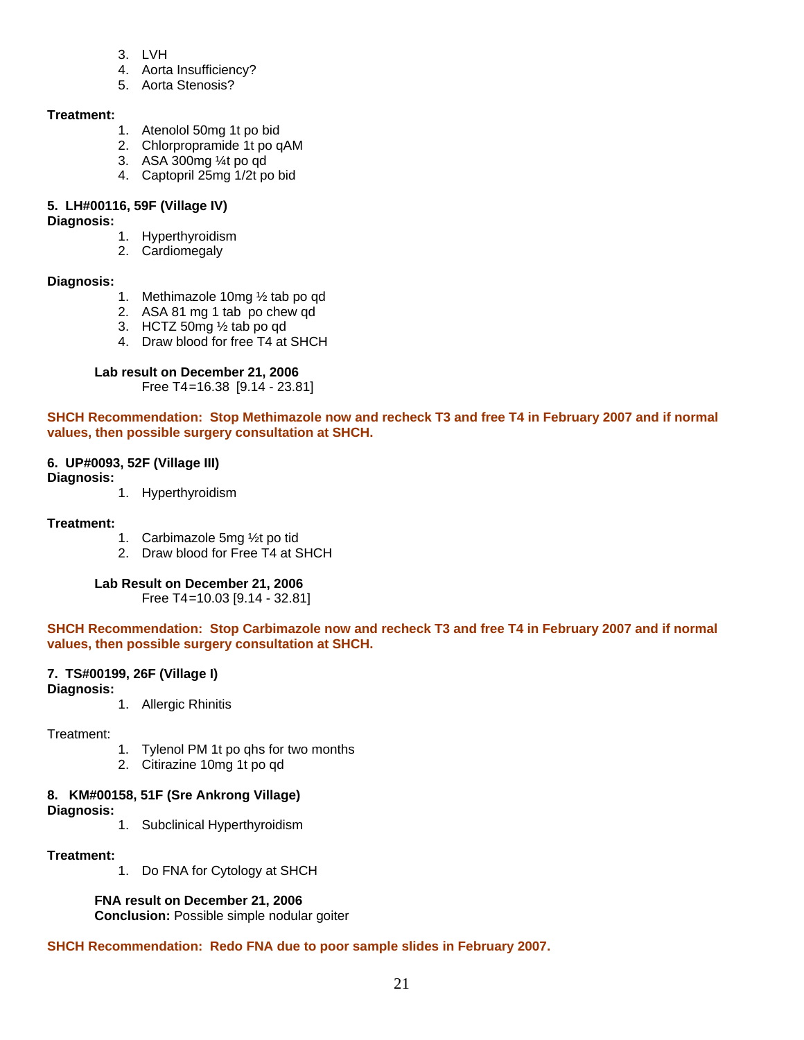3. LVH
4. Aorta Insufficiency?
5. Aorta Stenosis?

**Treatment:**

1. Atenolol 50mg 1t po bid
2. Chlorpropramide 1t po qAM
3. ASA 300mg ¼t po qd
4. Captopril 25mg 1/2t po bid

**5. LH#00116, 59F (Village IV)**

**Diagnosis:**

1. Hyperthyroidism
2. Cardiomegaly

**Diagnosis:**

1. Methimazole 10mg ½ tab po qd
2. ASA 81 mg 1 tab po chew qd
3. HCTZ 50mg ½ tab po qd
4. Draw blood for free T4 at SHCH

**Lab result on December 21, 2006**

Free T4=16.38 [9.14 - 23.81]

**SHCH Recommendation: Stop Methimazole now and recheck T3 and free T4 in February 2007 and if normal values, then possible surgery consultation at SHCH.**

**6. UP#0093, 52F (Village III)**

**Diagnosis:**

1. Hyperthyroidism

**Treatment:**

1. Carbimazole 5mg ½t po tid
2. Draw blood for Free T4 at SHCH

**Lab Result on December 21, 2006**

Free T4=10.03 [9.14 - 32.81]

**SHCH Recommendation: Stop Carbimazole now and recheck T3 and free T4 in February 2007 and if normal values, then possible surgery consultation at SHCH.**

**7. TS#00199, 26F (Village I)**

**Diagnosis:**

1. Allergic Rhinitis

Treatment:

1. Tylenol PM 1t po qhs for two months
2. Citirazine 10mg 1t po qd

**8. KM#00158, 51F (Sre Ankrong Village)**

**Diagnosis:**

1. Subclinical Hyperthyroidism

**Treatment:**

1. Do FNA for Cytology at SHCH

**FNA result on December 21, 2006**

**Conclusion:** Possible simple nodular goiter

**SHCH Recommendation: Redo FNA due to poor sample slides in February 2007.**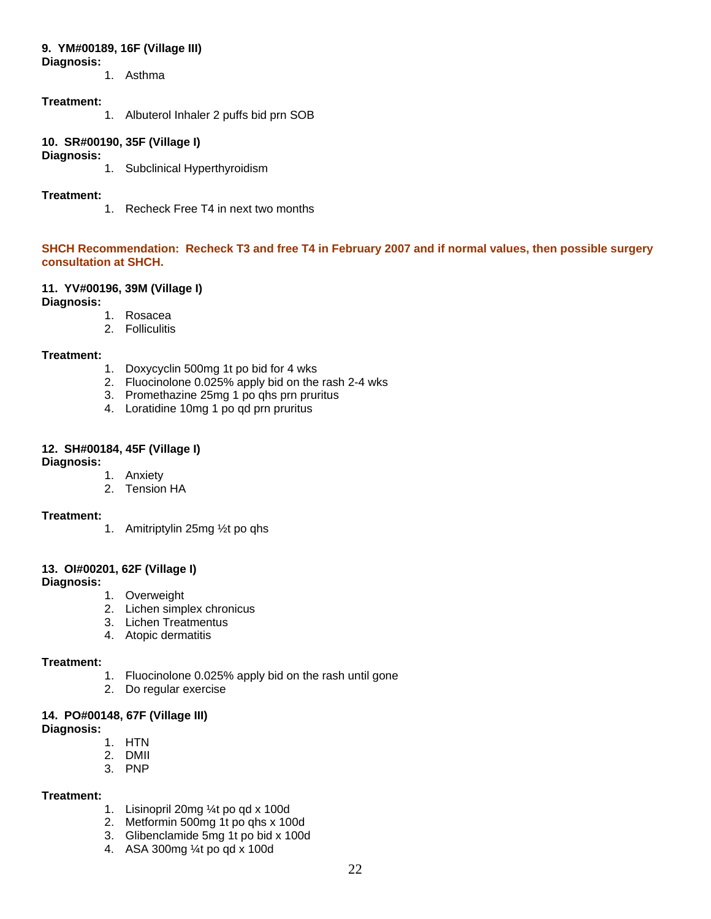**9. YM#00189, 16F (Village III)**
**Diagnosis:**

1. Asthma

**Treatment:**

1. Albuterol Inhaler 2 puffs bid prn SOB

**10. SR#00190, 35F (Village I)**
**Diagnosis:**

1. Subclinical Hyperthyroidism

**Treatment:**

1. Recheck Free T4 in next two months

**SHCH Recommendation: Recheck T3 and free T4 in February 2007 and if normal values, then possible surgery consultation at SHCH.**

**11. YV#00196, 39M (Village I)**
**Diagnosis:**

1. Rosacea
2. Folliculitis

**Treatment:**

1. Doxycyclin 500mg 1t po bid for 4 wks
2. Fluocinolone 0.025% apply bid on the rash 2-4 wks
3. Promethazine 25mg 1 po qhs prn pruritus
4. Loratidine 10mg 1 po qd prn pruritus

**12. SH#00184, 45F (Village I)**
**Diagnosis:**

1. Anxiety
2. Tension HA

**Treatment:**

1. Amitriptylin 25mg ½t po qhs

**13. OI#00201, 62F (Village I)**
**Diagnosis:**

1. Overweight
2. Lichen simplex chronicus
3. Lichen Treatmentus
4. Atopic dermatitis

**Treatment:**

1. Fluocinolone 0.025% apply bid on the rash until gone
2. Do regular exercise

**14. PO#00148, 67F (Village III)**
**Diagnosis:**

1. HTN
2. DMII
3. PNP

**Treatment:**

1. Lisinopril 20mg ¼t po qd x 100d
2. Metformin 500mg 1t po qhs x 100d
3. Glibenclamide 5mg 1t po bid x 100d
4. ASA 300mg ¼t po qd x 100d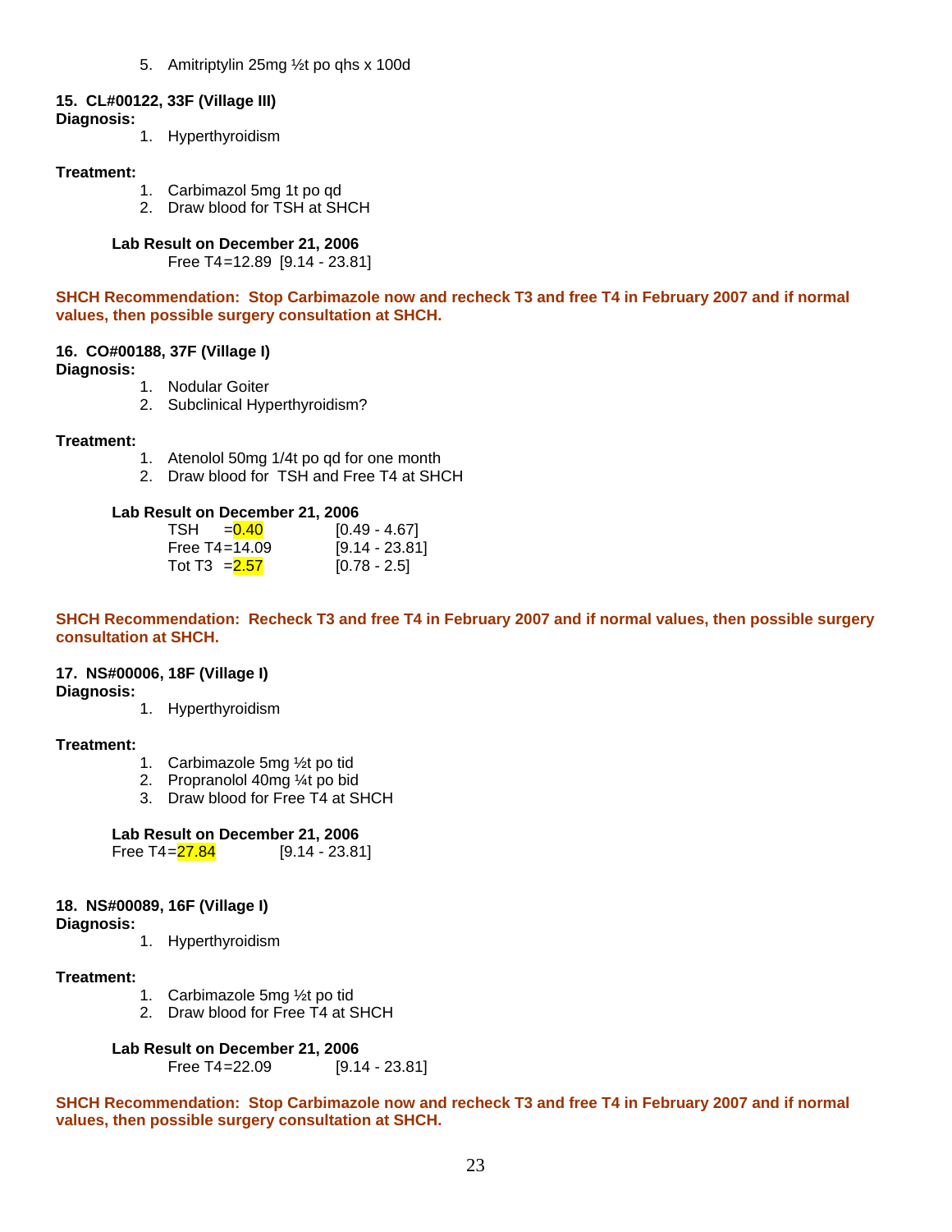5. Amitriptylin 25mg ½t po qhs x 100d

**15. CL#00122, 33F (Village III)**

**Diagnosis:**

1. Hyperthyroidism

**Treatment:**

1. Carbimazol 5mg 1t po qd
2. Draw blood for TSH at SHCH

**Lab Result on December 21, 2006**

Free T4=12.89 [9.14 - 23.81]

**SHCH Recommendation: Stop Carbimazole now and recheck T3 and free T4 in February 2007 and if normal values, then possible surgery consultation at SHCH.**

**16. CO#00188, 37F (Village I)**

**Diagnosis:**

1. Nodular Goiter
2. Subclinical Hyperthyroidism?

**Treatment:**

1. Atenolol 50mg 1/4t po qd for one month
2. Draw blood for TSH and Free T4 at SHCH

**Lab Result on December 21, 2006**

| Test | Result | Reference |
|---|---|---|
| TSH | =0.40 | [0.49 - 4.67] |
| Free T4 | =14.09 | [9.14 - 23.81] |
| Tot T3 | =2.57 | [0.78 - 2.5] |

**SHCH Recommendation: Recheck T3 and free T4 in February 2007 and if normal values, then possible surgery consultation at SHCH.**

**17. NS#00006, 18F (Village I)**

**Diagnosis:**

1. Hyperthyroidism

**Treatment:**

1. Carbimazole 5mg ½t po tid
2. Propranolol 40mg ¼t po bid
3. Draw blood for Free T4 at SHCH

**Lab Result on December 21, 2006**

Free T4=27.84 [9.14 - 23.81]

**18. NS#00089, 16F (Village I)**

**Diagnosis:**

1. Hyperthyroidism

**Treatment:**

1. Carbimazole 5mg ½t po tid
2. Draw blood for Free T4 at SHCH

**Lab Result on December 21, 2006**

Free T4=22.09 [9.14 - 23.81]

**SHCH Recommendation: Stop Carbimazole now and recheck T3 and free T4 in February 2007 and if normal values, then possible surgery consultation at SHCH.**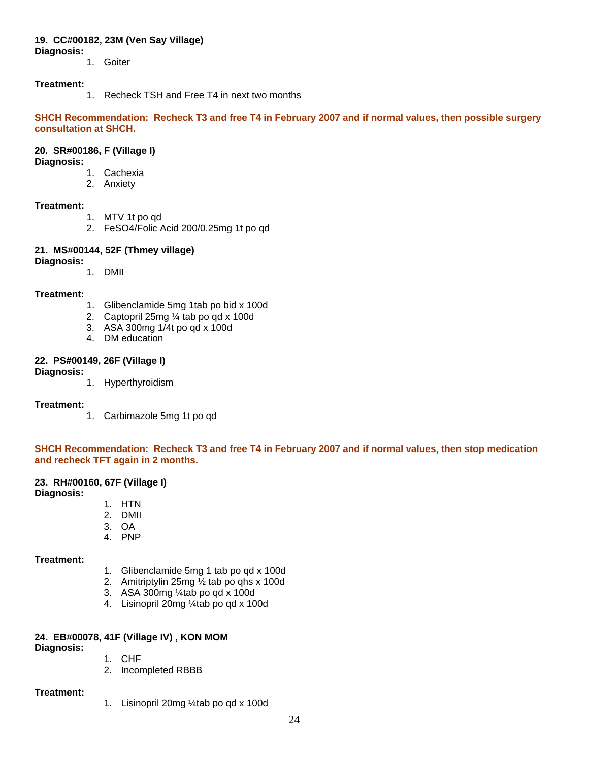**19. CC#00182, 23M (Ven Say Village)**
**Diagnosis:**

1. Goiter

**Treatment:**

1. Recheck TSH and Free T4 in next two months

**SHCH Recommendation: Recheck T3 and free T4 in February 2007 and if normal values, then possible surgery consultation at SHCH.**

**20. SR#00186, F (Village I)**
**Diagnosis:**

1. Cachexia
2. Anxiety

**Treatment:**

1. MTV 1t po qd
2. FeSO4/Folic Acid 200/0.25mg 1t po qd

**21. MS#00144, 52F (Thmey village)**
**Diagnosis:**

1. DMII

**Treatment:**

1. Glibenclamide 5mg 1tab po bid x 100d
2. Captopril 25mg ¼ tab po qd x 100d
3. ASA 300mg 1/4t po qd x 100d
4. DM education

**22. PS#00149, 26F (Village I)**
**Diagnosis:**

1. Hyperthyroidism

**Treatment:**

1. Carbimazole 5mg 1t po qd

**SHCH Recommendation: Recheck T3 and free T4 in February 2007 and if normal values, then stop medication and recheck TFT again in 2 months.**

**23. RH#00160, 67F (Village I)**
**Diagnosis:**

1. HTN
2. DMII
3. OA
4. PNP

**Treatment:**

1. Glibenclamide 5mg 1 tab po qd x 100d
2. Amitriptylin 25mg ½ tab po qhs x 100d
3. ASA 300mg ¼tab po qd x 100d
4. Lisinopril 20mg ¼tab po qd x 100d

**24. EB#00078, 41F (Village IV) , KON MOM**
**Diagnosis:**

1. CHF
2. Incompleted RBBB

**Treatment:**

1. Lisinopril 20mg ¼tab po qd x 100d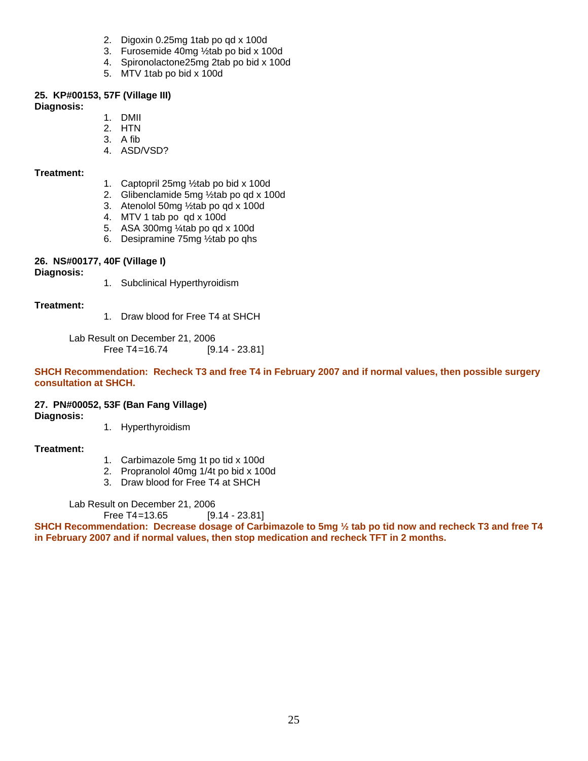2. Digoxin 0.25mg 1tab po qd x 100d
3. Furosemide 40mg ½tab po bid x 100d
4. Spironolactone25mg 2tab po bid x 100d
5. MTV 1tab po bid x 100d

**25. KP#00153, 57F (Village III)**

**Diagnosis:**

1. DMII
2. HTN
3. A fib
4. ASD/VSD?

**Treatment:**

1. Captopril 25mg ½tab po bid x 100d
2. Glibenclamide 5mg ½tab po qd x 100d
3. Atenolol 50mg ½tab po qd x 100d
4. MTV 1 tab po qd x 100d
5. ASA 300mg ¼tab po qd x 100d
6. Desipramine 75mg ½tab po qhs

**26. NS#00177, 40F (Village I)**

**Diagnosis:**

1. Subclinical Hyperthyroidism

**Treatment:**

1. Draw blood for Free T4 at SHCH

Lab Result on December 21, 2006

Free T4=16.74 [9.14 - 23.81]

**SHCH Recommendation: Recheck T3 and free T4 in February 2007 and if normal values, then possible surgery consultation at SHCH.**

**27. PN#00052, 53F (Ban Fang Village)**

**Diagnosis:**

1. Hyperthyroidism

**Treatment:**

1. Carbimazole 5mg 1t po tid x 100d
2. Propranolol 40mg 1/4t po bid x 100d
3. Draw blood for Free T4 at SHCH

Lab Result on December 21, 2006

Free T4=13.65 [9.14 - 23.81]

**SHCH Recommendation: Decrease dosage of Carbimazole to 5mg ½ tab po tid now and recheck T3 and free T4 in February 2007 and if normal values, then stop medication and recheck TFT in 2 months.**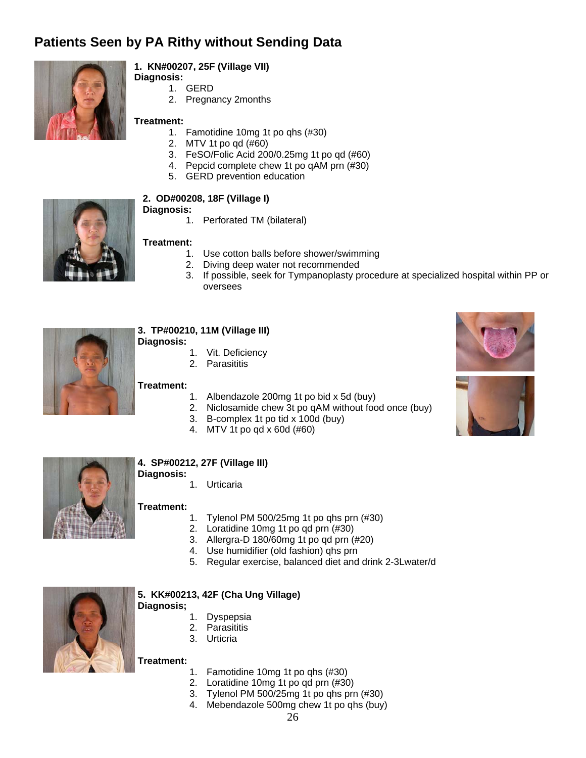# Patients Seen by PA Rithy without Sending Data

**1. KN#00207, 25F (Village VII)**
**Diagnosis:**

1. GERD
2. Pregnancy 2months

**Treatment:**

1. Famotidine 10mg 1t po qhs (#30)
2. MTV 1t po qd (#60)
3. FeSO/Folic Acid 200/0.25mg 1t po qd (#60)
4. Pepcid complete chew 1t po qAM prn (#30)
5. GERD prevention education

**2. OD#00208, 18F (Village I)**
**Diagnosis:**

1. Perforated TM (bilateral)

**Treatment:**

1. Use cotton balls before shower/swimming
2. Diving deep water not recommended
3. If possible, seek for Tympanoplasty procedure at specialized hospital within PP or oversees

**3. TP#00210, 11M (Village III)**
**Diagnosis:**

1. Vit. Deficiency
2. Parasititis

**Treatment:**

1. Albendazole 200mg 1t po bid x 5d (buy)
2. Niclosamide chew 3t po qAM without food once (buy)
3. B-complex 1t po tid x 100d (buy)
4. MTV 1t po qd x 60d (#60)

**4. SP#00212, 27F (Village III)**
**Diagnosis:**

1. Urticaria

**Treatment:**

1. Tylenol PM 500/25mg 1t po qhs prn (#30)
2. Loratidine 10mg 1t po qd prn (#30)
3. Allergra-D 180/60mg 1t po qd prn (#20)
4. Use humidifier (old fashion) qhs prn
5. Regular exercise, balanced diet and drink 2-3Lwater/d

**5. KK#00213, 42F (Cha Ung Village)**
**Diagnosis;**

1. Dyspepsia
2. Parasititis
3. Urticria

**Treatment:**

1. Famotidine 10mg 1t po qhs (#30)
2. Loratidine 10mg 1t po qd prn (#30)
3. Tylenol PM 500/25mg 1t po qhs prn (#30)
4. Mebendazole 500mg chew 1t po qhs (buy)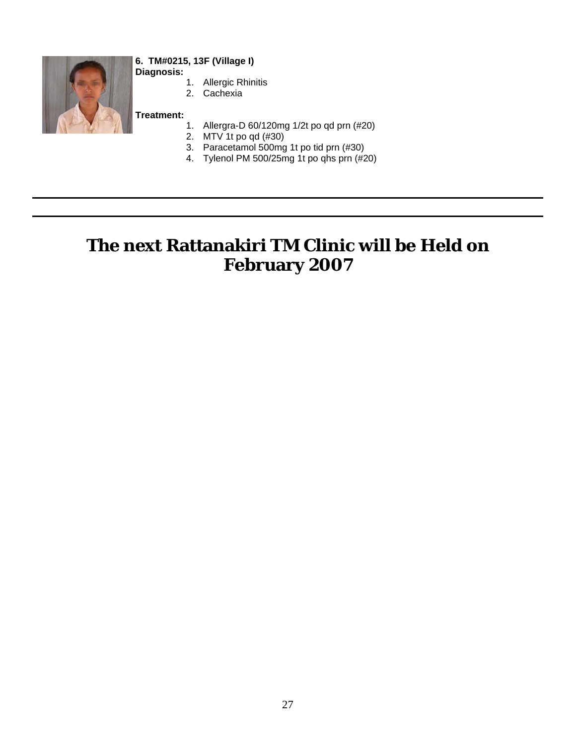**6. TM#0215, 13F (Village I)**

**Diagnosis:**

1. Allergic Rhinitis
2. Cachexia

**Treatment:**

1. Allergra-D 60/120mg 1/2t po qd prn (#20)
2. MTV 1t po qd (#30)
3. Paracetamol 500mg 1t po tid prn (#30)
4. Tylenol PM 500/25mg 1t po qhs prn (#20)

---

---

# The next Rattanakiri TM Clinic will be Held on February 2007